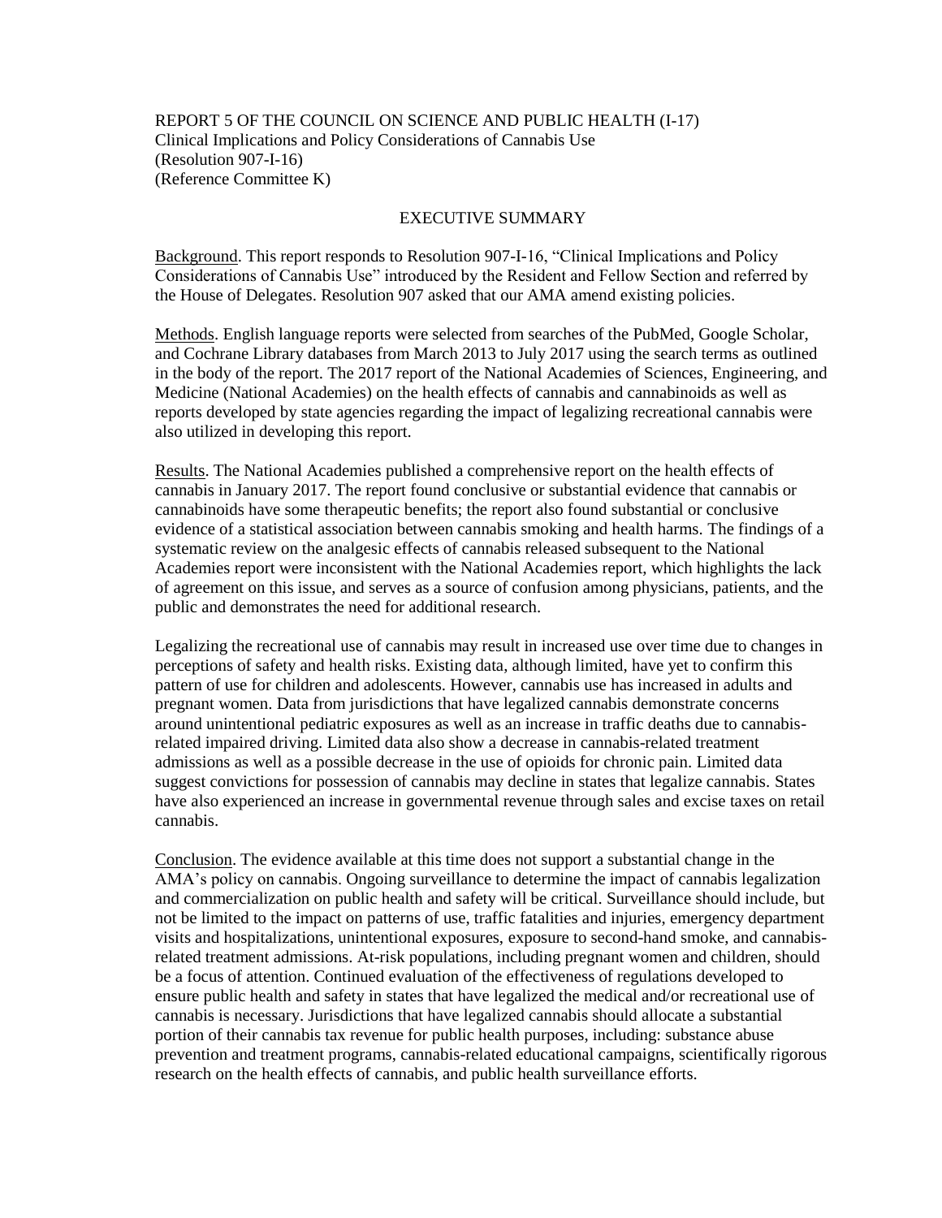REPORT 5 OF THE COUNCIL ON SCIENCE AND PUBLIC HEALTH (I-17)
Clinical Implications and Policy Considerations of Cannabis Use
(Resolution 907-I-16)
(Reference Committee K)

## EXECUTIVE SUMMARY

Background. This report responds to Resolution 907-I-16, "Clinical Implications and Policy Considerations of Cannabis Use" introduced by the Resident and Fellow Section and referred by the House of Delegates. Resolution 907 asked that our AMA amend existing policies.

Methods. English language reports were selected from searches of the PubMed, Google Scholar, and Cochrane Library databases from March 2013 to July 2017 using the search terms as outlined in the body of the report. The 2017 report of the National Academies of Sciences, Engineering, and Medicine (National Academies) on the health effects of cannabis and cannabinoids as well as reports developed by state agencies regarding the impact of legalizing recreational cannabis were also utilized in developing this report.

Results. The National Academies published a comprehensive report on the health effects of cannabis in January 2017. The report found conclusive or substantial evidence that cannabis or cannabinoids have some therapeutic benefits; the report also found substantial or conclusive evidence of a statistical association between cannabis smoking and health harms. The findings of a systematic review on the analgesic effects of cannabis released subsequent to the National Academies report were inconsistent with the National Academies report, which highlights the lack of agreement on this issue, and serves as a source of confusion among physicians, patients, and the public and demonstrates the need for additional research.

Legalizing the recreational use of cannabis may result in increased use over time due to changes in perceptions of safety and health risks. Existing data, although limited, have yet to confirm this pattern of use for children and adolescents. However, cannabis use has increased in adults and pregnant women. Data from jurisdictions that have legalized cannabis demonstrate concerns around unintentional pediatric exposures as well as an increase in traffic deaths due to cannabis-related impaired driving. Limited data also show a decrease in cannabis-related treatment admissions as well as a possible decrease in the use of opioids for chronic pain. Limited data suggest convictions for possession of cannabis may decline in states that legalize cannabis. States have also experienced an increase in governmental revenue through sales and excise taxes on retail cannabis.

Conclusion. The evidence available at this time does not support a substantial change in the AMA's policy on cannabis. Ongoing surveillance to determine the impact of cannabis legalization and commercialization on public health and safety will be critical. Surveillance should include, but not be limited to the impact on patterns of use, traffic fatalities and injuries, emergency department visits and hospitalizations, unintentional exposures, exposure to second-hand smoke, and cannabis-related treatment admissions. At-risk populations, including pregnant women and children, should be a focus of attention. Continued evaluation of the effectiveness of regulations developed to ensure public health and safety in states that have legalized the medical and/or recreational use of cannabis is necessary. Jurisdictions that have legalized cannabis should allocate a substantial portion of their cannabis tax revenue for public health purposes, including: substance abuse prevention and treatment programs, cannabis-related educational campaigns, scientifically rigorous research on the health effects of cannabis, and public health surveillance efforts.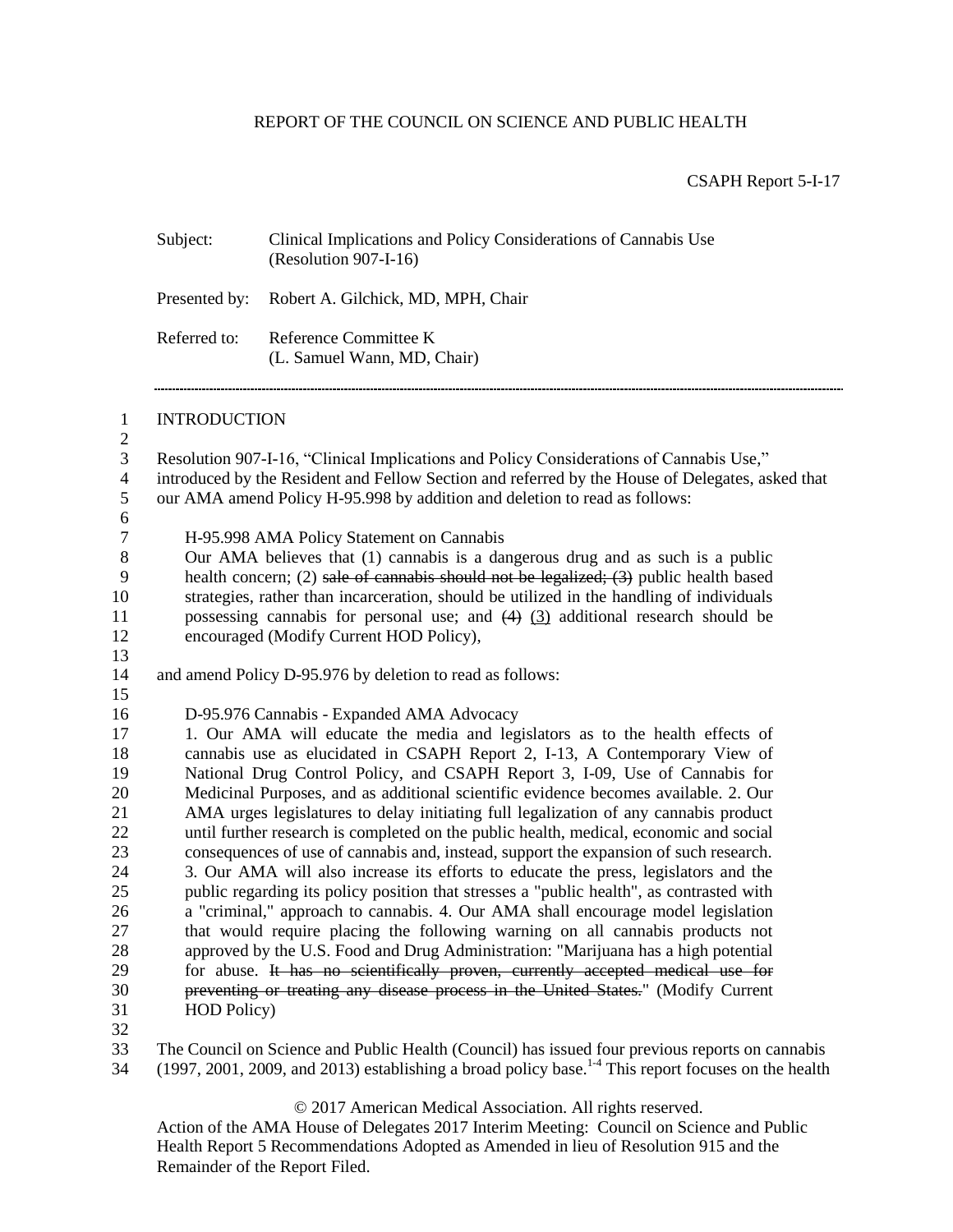REPORT OF THE COUNCIL ON SCIENCE AND PUBLIC HEALTH

CSAPH Report 5-I-17

Subject: Clinical Implications and Policy Considerations of Cannabis Use (Resolution 907-I-16)

Presented by: Robert A. Gilchick, MD, MPH, Chair

Referred to: Reference Committee K (L. Samuel Wann, MD, Chair)

---

## INTRODUCTION

Resolution 907-I-16, "Clinical Implications and Policy Considerations of Cannabis Use," introduced by the Resident and Fellow Section and referred by the House of Delegates, asked that our AMA amend Policy H-95.998 by addition and deletion to read as follows:

> H-95.998 AMA Policy Statement on Cannabis
> Our AMA believes that (1) cannabis is a dangerous drug and as such is a public health concern; (2) ~~sale of cannabis should not be legalized; (3)~~ public health based strategies, rather than incarceration, should be utilized in the handling of individuals possessing cannabis for personal use; and ~~(4)~~ <u>(3)</u> additional research should be encouraged (Modify Current HOD Policy),

and amend Policy D-95.976 by deletion to read as follows:

> D-95.976 Cannabis - Expanded AMA Advocacy
> 1. Our AMA will educate the media and legislators as to the health effects of cannabis use as elucidated in CSAPH Report 2, I-13, A Contemporary View of National Drug Control Policy, and CSAPH Report 3, I-09, Use of Cannabis for Medicinal Purposes, and as additional scientific evidence becomes available. 2. Our AMA urges legislatures to delay initiating full legalization of any cannabis product until further research is completed on the public health, medical, economic and social consequences of use of cannabis and, instead, support the expansion of such research. 3. Our AMA will also increase its efforts to educate the press, legislators and the public regarding its policy position that stresses a "public health", as contrasted with a "criminal," approach to cannabis. 4. Our AMA shall encourage model legislation that would require placing the following warning on all cannabis products not approved by the U.S. Food and Drug Administration: "Marijuana has a high potential for abuse. ~~It has no scientifically proven, currently accepted medical use for preventing or treating any disease process in the United States.~~" (Modify Current HOD Policy)

The Council on Science and Public Health (Council) has issued four previous reports on cannabis (1997, 2001, 2009, and 2013) establishing a broad policy base.[1-4] This report focuses on the health

© 2017 American Medical Association. All rights reserved.

Action of the AMA House of Delegates 2017 Interim Meeting: Council on Science and Public Health Report 5 Recommendations Adopted as Amended in lieu of Resolution 915 and the Remainder of the Report Filed.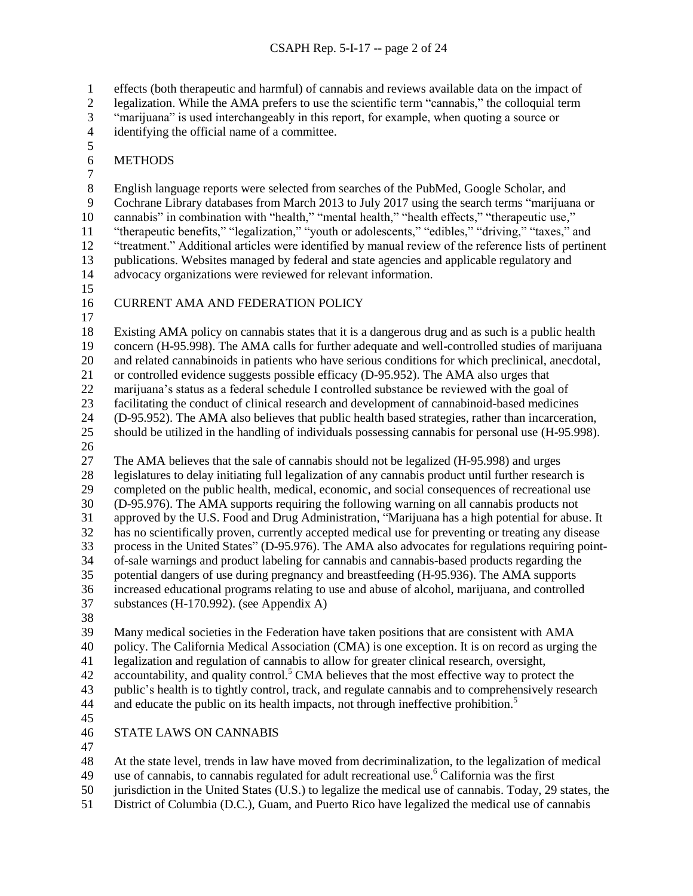effects (both therapeutic and harmful) of cannabis and reviews available data on the impact of legalization. While the AMA prefers to use the scientific term "cannabis," the colloquial term "marijuana" is used interchangeably in this report, for example, when quoting a source or identifying the official name of a committee.

## METHODS

English language reports were selected from searches of the PubMed, Google Scholar, and Cochrane Library databases from March 2013 to July 2017 using the search terms "marijuana or cannabis" in combination with "health," "mental health," "health effects," "therapeutic use," "therapeutic benefits," "legalization," "youth or adolescents," "edibles," "driving," "taxes," and "treatment." Additional articles were identified by manual review of the reference lists of pertinent publications. Websites managed by federal and state agencies and applicable regulatory and advocacy organizations were reviewed for relevant information.

## CURRENT AMA AND FEDERATION POLICY

Existing AMA policy on cannabis states that it is a dangerous drug and as such is a public health concern (H-95.998). The AMA calls for further adequate and well-controlled studies of marijuana and related cannabinoids in patients who have serious conditions for which preclinical, anecdotal, or controlled evidence suggests possible efficacy (D-95.952). The AMA also urges that marijuana's status as a federal schedule I controlled substance be reviewed with the goal of facilitating the conduct of clinical research and development of cannabinoid-based medicines (D-95.952). The AMA also believes that public health based strategies, rather than incarceration, should be utilized in the handling of individuals possessing cannabis for personal use (H-95.998).

The AMA believes that the sale of cannabis should not be legalized (H-95.998) and urges legislatures to delay initiating full legalization of any cannabis product until further research is completed on the public health, medical, economic, and social consequences of recreational use (D-95.976). The AMA supports requiring the following warning on all cannabis products not approved by the U.S. Food and Drug Administration, "Marijuana has a high potential for abuse. It has no scientifically proven, currently accepted medical use for preventing or treating any disease process in the United States" (D-95.976). The AMA also advocates for regulations requiring point-of-sale warnings and product labeling for cannabis and cannabis-based products regarding the potential dangers of use during pregnancy and breastfeeding (H-95.936). The AMA supports increased educational programs relating to use and abuse of alcohol, marijuana, and controlled substances (H-170.992). (see Appendix A)

Many medical societies in the Federation have taken positions that are consistent with AMA policy. The California Medical Association (CMA) is one exception. It is on record as urging the legalization and regulation of cannabis to allow for greater clinical research, oversight, accountability, and quality control.[5] CMA believes that the most effective way to protect the public's health is to tightly control, track, and regulate cannabis and to comprehensively research and educate the public on its health impacts, not through ineffective prohibition.[5]

## STATE LAWS ON CANNABIS

At the state level, trends in law have moved from decriminalization, to the legalization of medical use of cannabis, to cannabis regulated for adult recreational use.[6] California was the first jurisdiction in the United States (U.S.) to legalize the medical use of cannabis. Today, 29 states, the District of Columbia (D.C.), Guam, and Puerto Rico have legalized the medical use of cannabis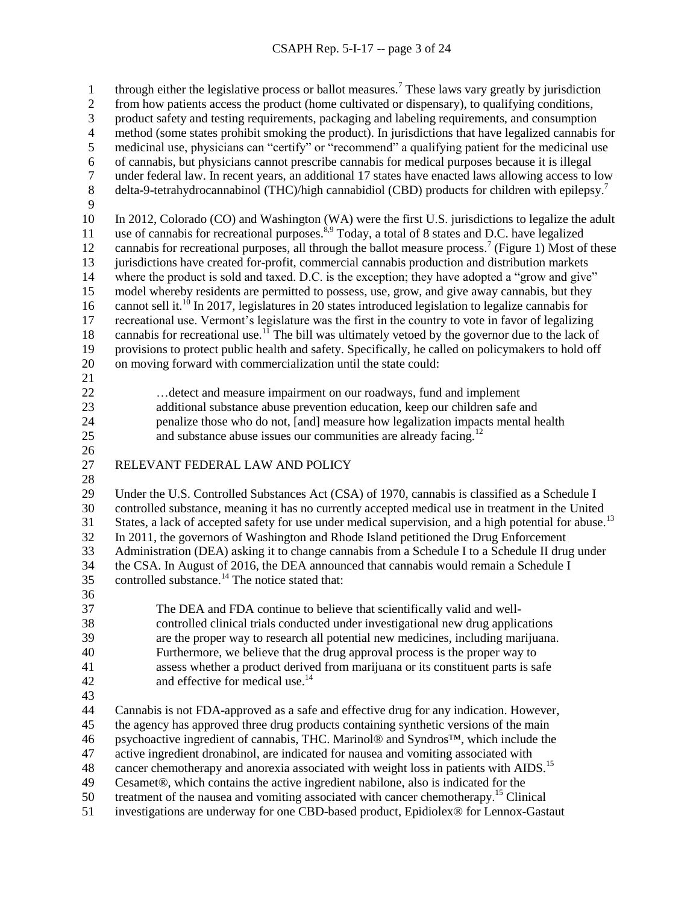through either the legislative process or ballot measures.[7] These laws vary greatly by jurisdiction from how patients access the product (home cultivated or dispensary), to qualifying conditions, product safety and testing requirements, packaging and labeling requirements, and consumption method (some states prohibit smoking the product). In jurisdictions that have legalized cannabis for medicinal use, physicians can "certify" or "recommend" a qualifying patient for the medicinal use of cannabis, but physicians cannot prescribe cannabis for medical purposes because it is illegal under federal law. In recent years, an additional 17 states have enacted laws allowing access to low delta-9-tetrahydrocannabinol (THC)/high cannabidiol (CBD) products for children with epilepsy.[7]

In 2012, Colorado (CO) and Washington (WA) were the first U.S. jurisdictions to legalize the adult use of cannabis for recreational purposes.[8,9] Today, a total of 8 states and D.C. have legalized cannabis for recreational purposes, all through the ballot measure process.[7] (Figure 1) Most of these jurisdictions have created for-profit, commercial cannabis production and distribution markets where the product is sold and taxed. D.C. is the exception; they have adopted a "grow and give" model whereby residents are permitted to possess, use, grow, and give away cannabis, but they cannot sell it.[10] In 2017, legislatures in 20 states introduced legislation to legalize cannabis for recreational use. Vermont's legislature was the first in the country to vote in favor of legalizing cannabis for recreational use.[11] The bill was ultimately vetoed by the governor due to the lack of provisions to protect public health and safety. Specifically, he called on policymakers to hold off on moving forward with commercialization until the state could:

> …detect and measure impairment on our roadways, fund and implement additional substance abuse prevention education, keep our children safe and penalize those who do not, [and] measure how legalization impacts mental health and substance abuse issues our communities are already facing.[12]

## RELEVANT FEDERAL LAW AND POLICY

Under the U.S. Controlled Substances Act (CSA) of 1970, cannabis is classified as a Schedule I controlled substance, meaning it has no currently accepted medical use in treatment in the United States, a lack of accepted safety for use under medical supervision, and a high potential for abuse.[13] In 2011, the governors of Washington and Rhode Island petitioned the Drug Enforcement Administration (DEA) asking it to change cannabis from a Schedule I to a Schedule II drug under the CSA. In August of 2016, the DEA announced that cannabis would remain a Schedule I controlled substance.[14] The notice stated that:

> The DEA and FDA continue to believe that scientifically valid and well-controlled clinical trials conducted under investigational new drug applications are the proper way to research all potential new medicines, including marijuana. Furthermore, we believe that the drug approval process is the proper way to assess whether a product derived from marijuana or its constituent parts is safe and effective for medical use.[14]

Cannabis is not FDA-approved as a safe and effective drug for any indication. However, the agency has approved three drug products containing synthetic versions of the main psychoactive ingredient of cannabis, THC. Marinol® and Syndros™, which include the active ingredient dronabinol, are indicated for nausea and vomiting associated with cancer chemotherapy and anorexia associated with weight loss in patients with AIDS.[15] Cesamet®, which contains the active ingredient nabilone, also is indicated for the treatment of the nausea and vomiting associated with cancer chemotherapy.[15] Clinical investigations are underway for one CBD-based product, Epidiolex® for Lennox-Gastaut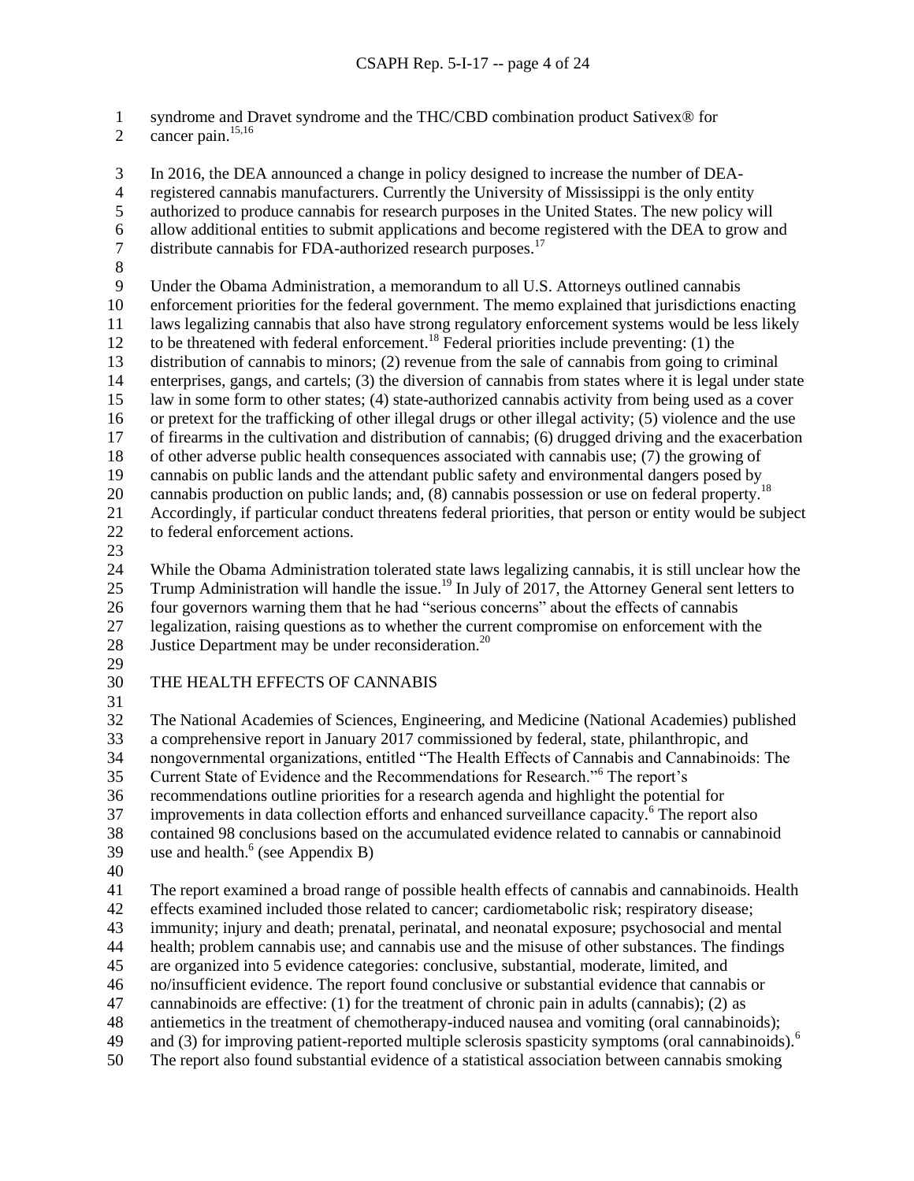syndrome and Dravet syndrome and the THC/CBD combination product Sativex® for cancer pain.[15,16]

In 2016, the DEA announced a change in policy designed to increase the number of DEA-registered cannabis manufacturers. Currently the University of Mississippi is the only entity authorized to produce cannabis for research purposes in the United States. The new policy will allow additional entities to submit applications and become registered with the DEA to grow and distribute cannabis for FDA-authorized research purposes.[17]

Under the Obama Administration, a memorandum to all U.S. Attorneys outlined cannabis enforcement priorities for the federal government. The memo explained that jurisdictions enacting laws legalizing cannabis that also have strong regulatory enforcement systems would be less likely to be threatened with federal enforcement.[18] Federal priorities include preventing: (1) the distribution of cannabis to minors; (2) revenue from the sale of cannabis from going to criminal enterprises, gangs, and cartels; (3) the diversion of cannabis from states where it is legal under state law in some form to other states; (4) state-authorized cannabis activity from being used as a cover or pretext for the trafficking of other illegal drugs or other illegal activity; (5) violence and the use of firearms in the cultivation and distribution of cannabis; (6) drugged driving and the exacerbation of other adverse public health consequences associated with cannabis use; (7) the growing of cannabis on public lands and the attendant public safety and environmental dangers posed by cannabis production on public lands; and, (8) cannabis possession or use on federal property.[18] Accordingly, if particular conduct threatens federal priorities, that person or entity would be subject to federal enforcement actions.

While the Obama Administration tolerated state laws legalizing cannabis, it is still unclear how the Trump Administration will handle the issue.[19] In July of 2017, the Attorney General sent letters to four governors warning them that he had "serious concerns" about the effects of cannabis legalization, raising questions as to whether the current compromise on enforcement with the Justice Department may be under reconsideration.[20]

## THE HEALTH EFFECTS OF CANNABIS

The National Academies of Sciences, Engineering, and Medicine (National Academies) published a comprehensive report in January 2017 commissioned by federal, state, philanthropic, and nongovernmental organizations, entitled "The Health Effects of Cannabis and Cannabinoids: The Current State of Evidence and the Recommendations for Research."[6] The report's recommendations outline priorities for a research agenda and highlight the potential for improvements in data collection efforts and enhanced surveillance capacity.[6] The report also contained 98 conclusions based on the accumulated evidence related to cannabis or cannabinoid use and health.[6] (see Appendix B)

The report examined a broad range of possible health effects of cannabis and cannabinoids. Health effects examined included those related to cancer; cardiometabolic risk; respiratory disease; immunity; injury and death; prenatal, perinatal, and neonatal exposure; psychosocial and mental health; problem cannabis use; and cannabis use and the misuse of other substances. The findings are organized into 5 evidence categories: conclusive, substantial, moderate, limited, and no/insufficient evidence. The report found conclusive or substantial evidence that cannabis or cannabinoids are effective: (1) for the treatment of chronic pain in adults (cannabis); (2) as antiemetics in the treatment of chemotherapy-induced nausea and vomiting (oral cannabinoids); and (3) for improving patient-reported multiple sclerosis spasticity symptoms (oral cannabinoids).[6] The report also found substantial evidence of a statistical association between cannabis smoking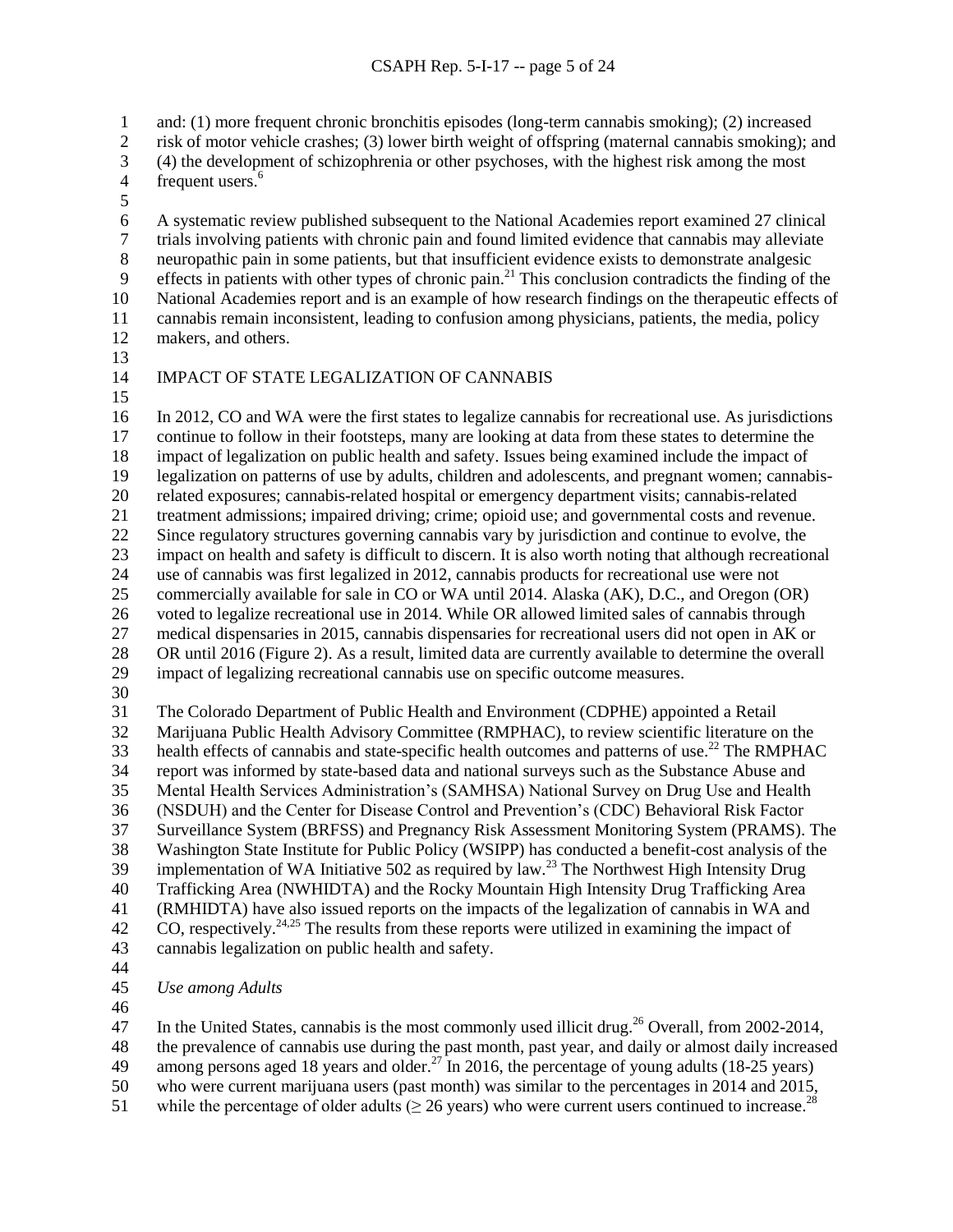and: (1) more frequent chronic bronchitis episodes (long-term cannabis smoking); (2) increased risk of motor vehicle crashes; (3) lower birth weight of offspring (maternal cannabis smoking); and (4) the development of schizophrenia or other psychoses, with the highest risk among the most frequent users.[6]

A systematic review published subsequent to the National Academies report examined 27 clinical trials involving patients with chronic pain and found limited evidence that cannabis may alleviate neuropathic pain in some patients, but that insufficient evidence exists to demonstrate analgesic effects in patients with other types of chronic pain.[21] This conclusion contradicts the finding of the National Academies report and is an example of how research findings on the therapeutic effects of cannabis remain inconsistent, leading to confusion among physicians, patients, the media, policy makers, and others.

## IMPACT OF STATE LEGALIZATION OF CANNABIS

In 2012, CO and WA were the first states to legalize cannabis for recreational use. As jurisdictions continue to follow in their footsteps, many are looking at data from these states to determine the impact of legalization on public health and safety. Issues being examined include the impact of legalization on patterns of use by adults, children and adolescents, and pregnant women; cannabis-related exposures; cannabis-related hospital or emergency department visits; cannabis-related treatment admissions; impaired driving; crime; opioid use; and governmental costs and revenue. Since regulatory structures governing cannabis vary by jurisdiction and continue to evolve, the impact on health and safety is difficult to discern. It is also worth noting that although recreational use of cannabis was first legalized in 2012, cannabis products for recreational use were not commercially available for sale in CO or WA until 2014. Alaska (AK), D.C., and Oregon (OR) voted to legalize recreational use in 2014. While OR allowed limited sales of cannabis through medical dispensaries in 2015, cannabis dispensaries for recreational users did not open in AK or OR until 2016 (Figure 2). As a result, limited data are currently available to determine the overall impact of legalizing recreational cannabis use on specific outcome measures.

The Colorado Department of Public Health and Environment (CDPHE) appointed a Retail Marijuana Public Health Advisory Committee (RMPHAC), to review scientific literature on the health effects of cannabis and state-specific health outcomes and patterns of use.[22] The RMPHAC report was informed by state-based data and national surveys such as the Substance Abuse and Mental Health Services Administration's (SAMHSA) National Survey on Drug Use and Health (NSDUH) and the Center for Disease Control and Prevention's (CDC) Behavioral Risk Factor Surveillance System (BRFSS) and Pregnancy Risk Assessment Monitoring System (PRAMS). The Washington State Institute for Public Policy (WSIPP) has conducted a benefit-cost analysis of the implementation of WA Initiative 502 as required by law.[23] The Northwest High Intensity Drug Trafficking Area (NWHIDTA) and the Rocky Mountain High Intensity Drug Trafficking Area (RMHIDTA) have also issued reports on the impacts of the legalization of cannabis in WA and CO, respectively.[24,25] The results from these reports were utilized in examining the impact of cannabis legalization on public health and safety.

### *Use among Adults*

In the United States, cannabis is the most commonly used illicit drug.[26] Overall, from 2002-2014, the prevalence of cannabis use during the past month, past year, and daily or almost daily increased among persons aged 18 years and older.[27] In 2016, the percentage of young adults (18-25 years) who were current marijuana users (past month) was similar to the percentages in 2014 and 2015, while the percentage of older adults ($\geq$ 26 years) who were current users continued to increase.[28]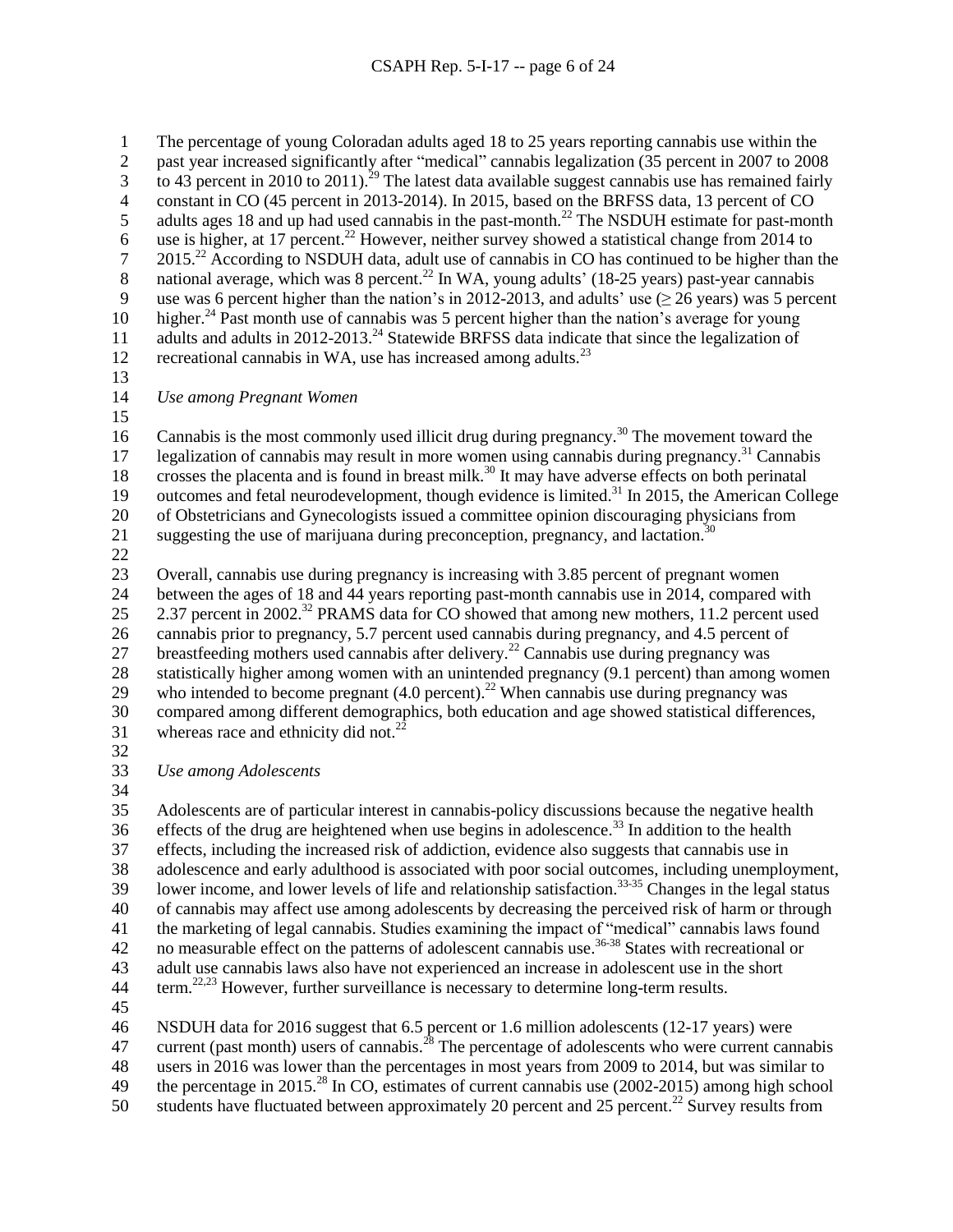The percentage of young Coloradan adults aged 18 to 25 years reporting cannabis use within the past year increased significantly after "medical" cannabis legalization (35 percent in 2007 to 2008 to 43 percent in 2010 to 2011).[29] The latest data available suggest cannabis use has remained fairly constant in CO (45 percent in 2013-2014). In 2015, based on the BRFSS data, 13 percent of CO adults ages 18 and up had used cannabis in the past-month.[22] The NSDUH estimate for past-month use is higher, at 17 percent.[22] However, neither survey showed a statistical change from 2014 to 2015.[22] According to NSDUH data, adult use of cannabis in CO has continued to be higher than the national average, which was 8 percent.[22] In WA, young adults' (18-25 years) past-year cannabis use was 6 percent higher than the nation's in 2012-2013, and adults' use ($\geq$ 26 years) was 5 percent higher.[24] Past month use of cannabis was 5 percent higher than the nation's average for young adults and adults in 2012-2013.[24] Statewide BRFSS data indicate that since the legalization of recreational cannabis in WA, use has increased among adults.[23]

*Use among Pregnant Women*

Cannabis is the most commonly used illicit drug during pregnancy.[30] The movement toward the legalization of cannabis may result in more women using cannabis during pregnancy.[31] Cannabis crosses the placenta and is found in breast milk.[30] It may have adverse effects on both perinatal outcomes and fetal neurodevelopment, though evidence is limited.[31] In 2015, the American College of Obstetricians and Gynecologists issued a committee opinion discouraging physicians from suggesting the use of marijuana during preconception, pregnancy, and lactation.[30]

Overall, cannabis use during pregnancy is increasing with 3.85 percent of pregnant women between the ages of 18 and 44 years reporting past-month cannabis use in 2014, compared with 2.37 percent in 2002.[32] PRAMS data for CO showed that among new mothers, 11.2 percent used cannabis prior to pregnancy, 5.7 percent used cannabis during pregnancy, and 4.5 percent of breastfeeding mothers used cannabis after delivery.[22] Cannabis use during pregnancy was statistically higher among women with an unintended pregnancy (9.1 percent) than among women who intended to become pregnant (4.0 percent).[22] When cannabis use during pregnancy was compared among different demographics, both education and age showed statistical differences, whereas race and ethnicity did not.[22]

*Use among Adolescents*

Adolescents are of particular interest in cannabis-policy discussions because the negative health effects of the drug are heightened when use begins in adolescence.[33] In addition to the health effects, including the increased risk of addiction, evidence also suggests that cannabis use in adolescence and early adulthood is associated with poor social outcomes, including unemployment, lower income, and lower levels of life and relationship satisfaction.[33-35] Changes in the legal status of cannabis may affect use among adolescents by decreasing the perceived risk of harm or through the marketing of legal cannabis. Studies examining the impact of "medical" cannabis laws found no measurable effect on the patterns of adolescent cannabis use.[36-38] States with recreational or adult use cannabis laws also have not experienced an increase in adolescent use in the short term.[22,23] However, further surveillance is necessary to determine long-term results.

NSDUH data for 2016 suggest that 6.5 percent or 1.6 million adolescents (12-17 years) were current (past month) users of cannabis.[28] The percentage of adolescents who were current cannabis users in 2016 was lower than the percentages in most years from 2009 to 2014, but was similar to the percentage in 2015.[28] In CO, estimates of current cannabis use (2002-2015) among high school students have fluctuated between approximately 20 percent and 25 percent.[22] Survey results from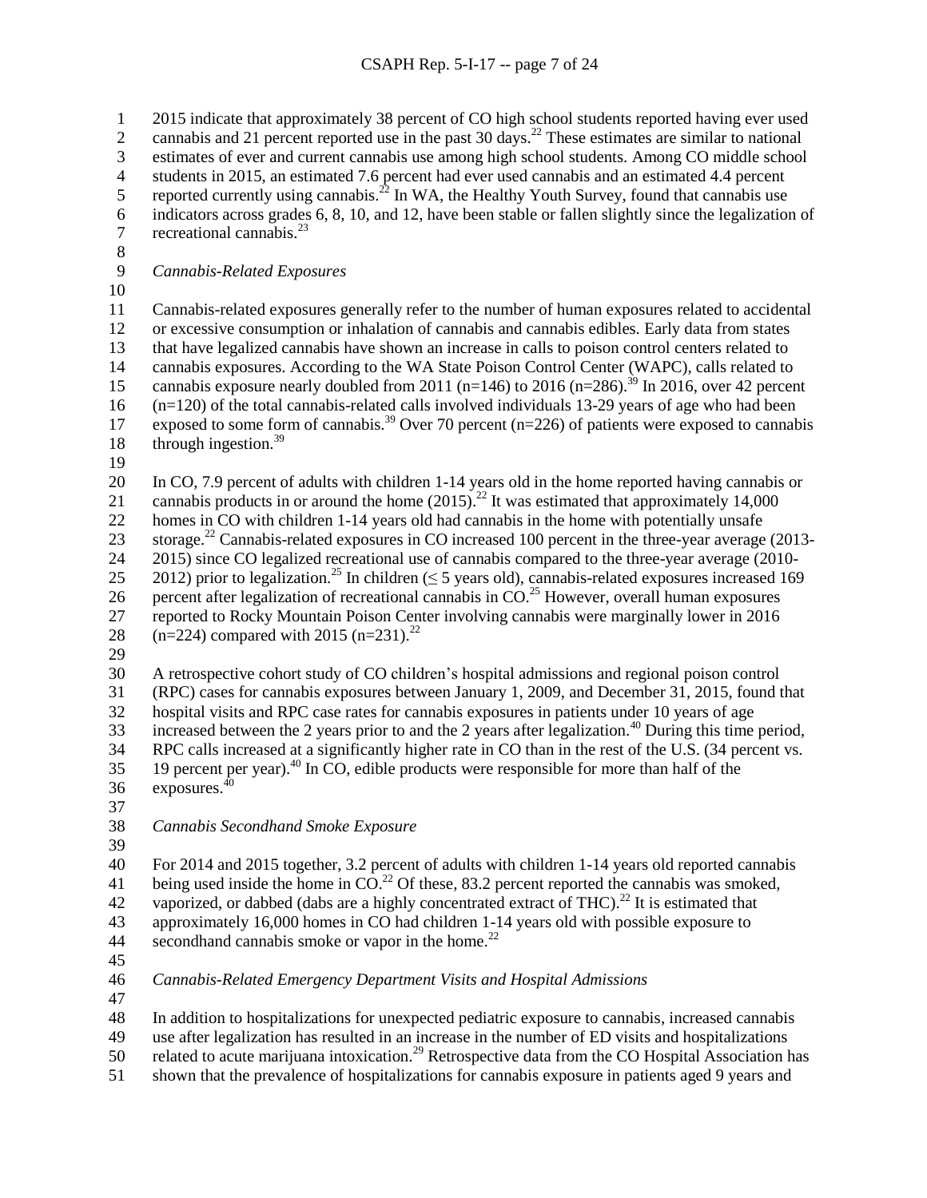2015 indicate that approximately 38 percent of CO high school students reported having ever used cannabis and 21 percent reported use in the past 30 days.[22] These estimates are similar to national estimates of ever and current cannabis use among high school students. Among CO middle school students in 2015, an estimated 7.6 percent had ever used cannabis and an estimated 4.4 percent reported currently using cannabis.[22] In WA, the Healthy Youth Survey, found that cannabis use indicators across grades 6, 8, 10, and 12, have been stable or fallen slightly since the legalization of recreational cannabis.[23]

*Cannabis-Related Exposures*

Cannabis-related exposures generally refer to the number of human exposures related to accidental or excessive consumption or inhalation of cannabis and cannabis edibles. Early data from states that have legalized cannabis have shown an increase in calls to poison control centers related to cannabis exposures. According to the WA State Poison Control Center (WAPC), calls related to cannabis exposure nearly doubled from 2011 (n=146) to 2016 (n=286).[39] In 2016, over 42 percent (n=120) of the total cannabis-related calls involved individuals 13-29 years of age who had been exposed to some form of cannabis.[39] Over 70 percent (n=226) of patients were exposed to cannabis through ingestion.[39]

In CO, 7.9 percent of adults with children 1-14 years old in the home reported having cannabis or cannabis products in or around the home (2015).[22] It was estimated that approximately 14,000 homes in CO with children 1-14 years old had cannabis in the home with potentially unsafe storage.[22] Cannabis-related exposures in CO increased 100 percent in the three-year average (2013-2015) since CO legalized recreational use of cannabis compared to the three-year average (2010-2012) prior to legalization.[25] In children ($\leq$ 5 years old), cannabis-related exposures increased 169 percent after legalization of recreational cannabis in CO.[25] However, overall human exposures reported to Rocky Mountain Poison Center involving cannabis were marginally lower in 2016 (n=224) compared with 2015 (n=231).[22]

A retrospective cohort study of CO children's hospital admissions and regional poison control (RPC) cases for cannabis exposures between January 1, 2009, and December 31, 2015, found that hospital visits and RPC case rates for cannabis exposures in patients under 10 years of age increased between the 2 years prior to and the 2 years after legalization.[40] During this time period, RPC calls increased at a significantly higher rate in CO than in the rest of the U.S. (34 percent vs. 19 percent per year).[40] In CO, edible products were responsible for more than half of the exposures.[40]

*Cannabis Secondhand Smoke Exposure*

For 2014 and 2015 together, 3.2 percent of adults with children 1-14 years old reported cannabis being used inside the home in CO.[22] Of these, 83.2 percent reported the cannabis was smoked, vaporized, or dabbed (dabs are a highly concentrated extract of THC).[22] It is estimated that approximately 16,000 homes in CO had children 1-14 years old with possible exposure to secondhand cannabis smoke or vapor in the home.[22]

*Cannabis-Related Emergency Department Visits and Hospital Admissions*

In addition to hospitalizations for unexpected pediatric exposure to cannabis, increased cannabis use after legalization has resulted in an increase in the number of ED visits and hospitalizations related to acute marijuana intoxication.[29] Retrospective data from the CO Hospital Association has shown that the prevalence of hospitalizations for cannabis exposure in patients aged 9 years and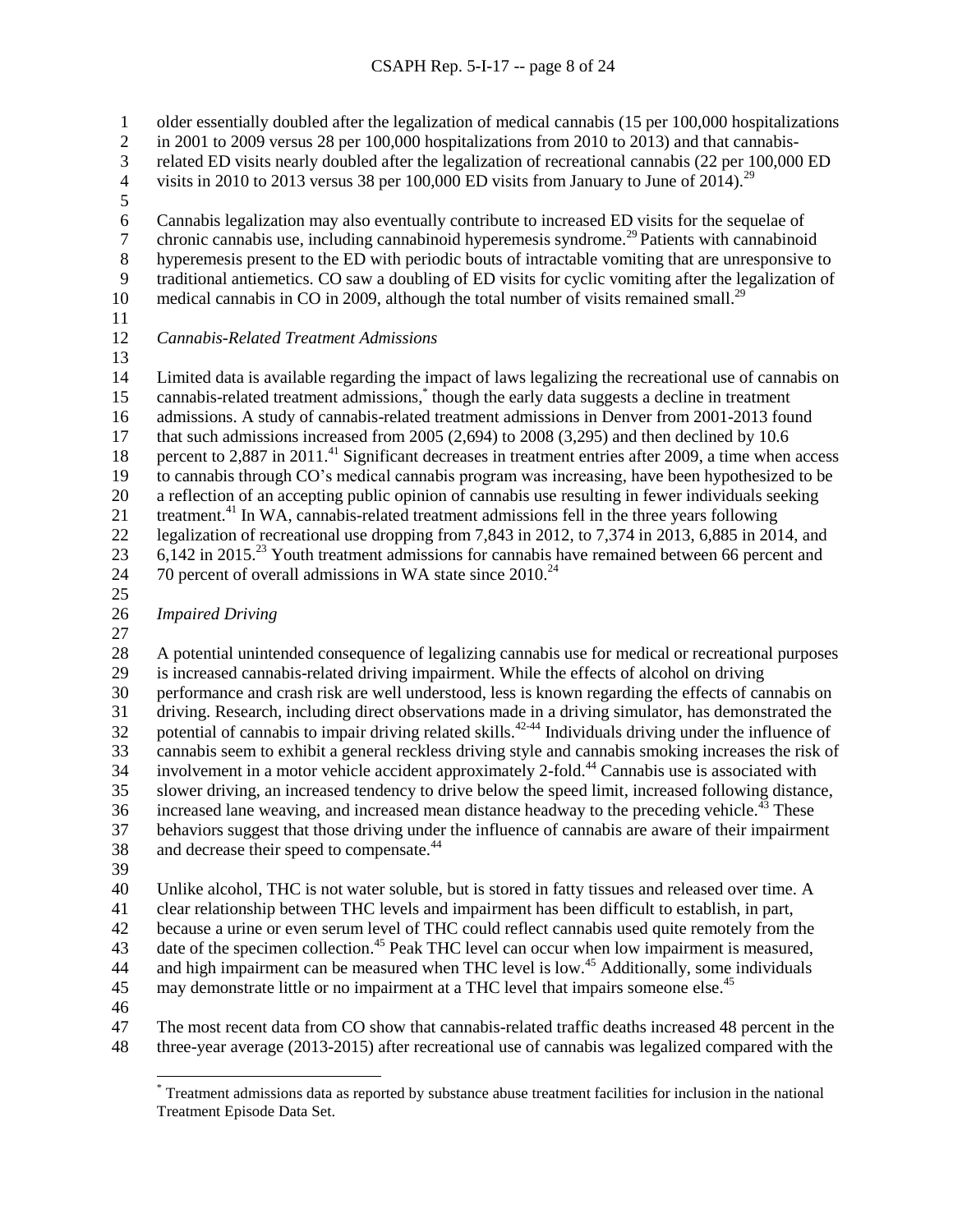older essentially doubled after the legalization of medical cannabis (15 per 100,000 hospitalizations in 2001 to 2009 versus 28 per 100,000 hospitalizations from 2010 to 2013) and that cannabis-related ED visits nearly doubled after the legalization of recreational cannabis (22 per 100,000 ED visits in 2010 to 2013 versus 38 per 100,000 ED visits from January to June of 2014).[29]

Cannabis legalization may also eventually contribute to increased ED visits for the sequelae of chronic cannabis use, including cannabinoid hyperemesis syndrome.[29] Patients with cannabinoid hyperemesis present to the ED with periodic bouts of intractable vomiting that are unresponsive to traditional antiemetics. CO saw a doubling of ED visits for cyclic vomiting after the legalization of medical cannabis in CO in 2009, although the total number of visits remained small.[29]

*Cannabis-Related Treatment Admissions*

Limited data is available regarding the impact of laws legalizing the recreational use of cannabis on cannabis-related treatment admissions,[*] though the early data suggests a decline in treatment admissions. A study of cannabis-related treatment admissions in Denver from 2001-2013 found that such admissions increased from 2005 (2,694) to 2008 (3,295) and then declined by 10.6 percent to 2,887 in 2011.[41] Significant decreases in treatment entries after 2009, a time when access to cannabis through CO's medical cannabis program was increasing, have been hypothesized to be a reflection of an accepting public opinion of cannabis use resulting in fewer individuals seeking treatment.[41] In WA, cannabis-related treatment admissions fell in the three years following legalization of recreational use dropping from 7,843 in 2012, to 7,374 in 2013, 6,885 in 2014, and 6,142 in 2015.[23] Youth treatment admissions for cannabis have remained between 66 percent and 70 percent of overall admissions in WA state since 2010.[24]

*Impaired Driving*

A potential unintended consequence of legalizing cannabis use for medical or recreational purposes is increased cannabis-related driving impairment. While the effects of alcohol on driving performance and crash risk are well understood, less is known regarding the effects of cannabis on driving. Research, including direct observations made in a driving simulator, has demonstrated the potential of cannabis to impair driving related skills.[42-44] Individuals driving under the influence of cannabis seem to exhibit a general reckless driving style and cannabis smoking increases the risk of involvement in a motor vehicle accident approximately 2-fold.[44] Cannabis use is associated with slower driving, an increased tendency to drive below the speed limit, increased following distance, increased lane weaving, and increased mean distance headway to the preceding vehicle.[43] These behaviors suggest that those driving under the influence of cannabis are aware of their impairment and decrease their speed to compensate.[44]

Unlike alcohol, THC is not water soluble, but is stored in fatty tissues and released over time. A clear relationship between THC levels and impairment has been difficult to establish, in part, because a urine or even serum level of THC could reflect cannabis used quite remotely from the date of the specimen collection.[45] Peak THC level can occur when low impairment is measured, and high impairment can be measured when THC level is low.[45] Additionally, some individuals may demonstrate little or no impairment at a THC level that impairs someone else.[45]

The most recent data from CO show that cannabis-related traffic deaths increased 48 percent in the three-year average (2013-2015) after recreational use of cannabis was legalized compared with the

---

[*] Treatment admissions data as reported by substance abuse treatment facilities for inclusion in the national Treatment Episode Data Set.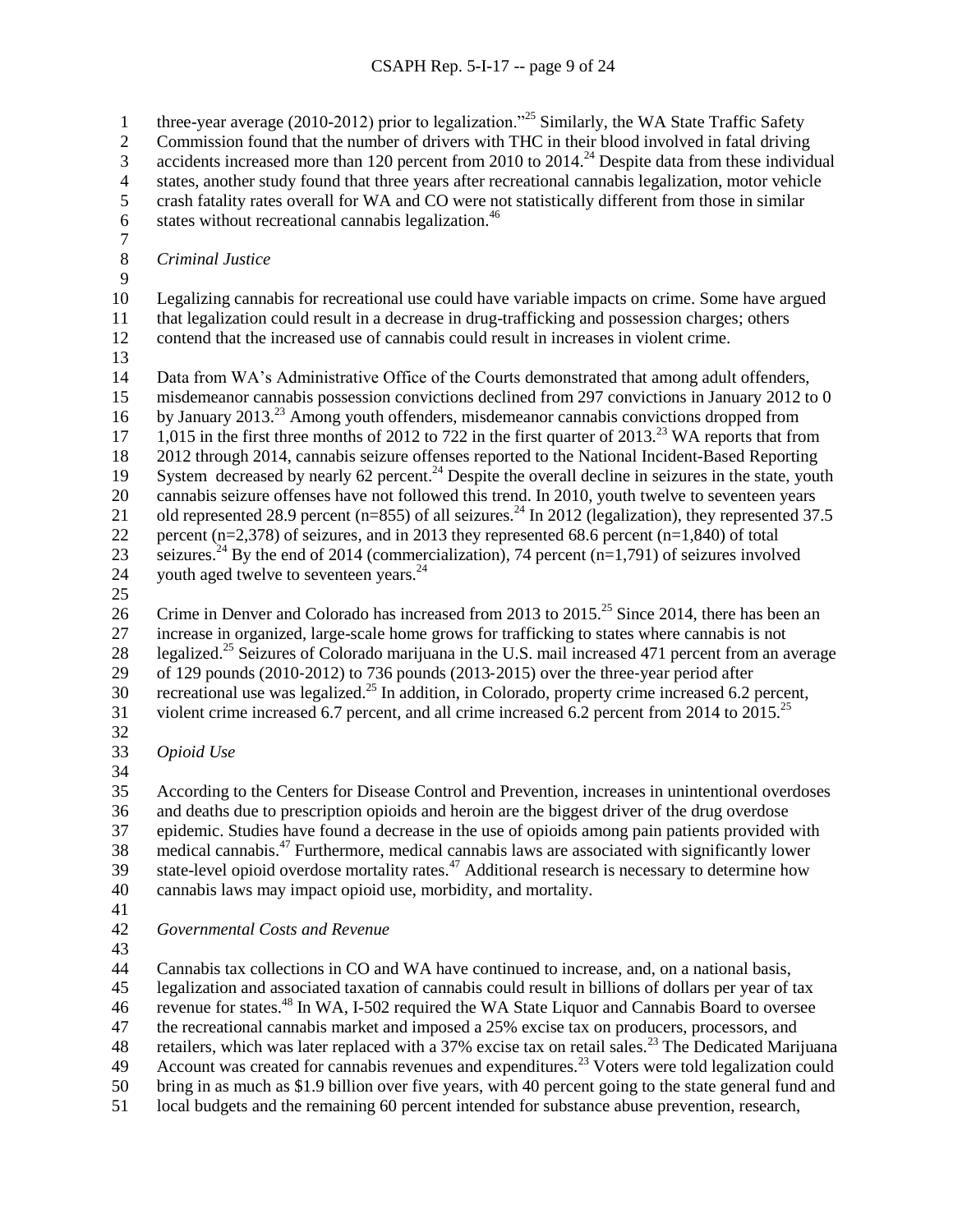three-year average (2010-2012) prior to legalization."[25] Similarly, the WA State Traffic Safety Commission found that the number of drivers with THC in their blood involved in fatal driving accidents increased more than 120 percent from 2010 to 2014.[24] Despite data from these individual states, another study found that three years after recreational cannabis legalization, motor vehicle crash fatality rates overall for WA and CO were not statistically different from those in similar states without recreational cannabis legalization.[46]

*Criminal Justice*

Legalizing cannabis for recreational use could have variable impacts on crime. Some have argued that legalization could result in a decrease in drug-trafficking and possession charges; others contend that the increased use of cannabis could result in increases in violent crime.

Data from WA's Administrative Office of the Courts demonstrated that among adult offenders, misdemeanor cannabis possession convictions declined from 297 convictions in January 2012 to 0 by January 2013.[23] Among youth offenders, misdemeanor cannabis convictions dropped from 1,015 in the first three months of 2012 to 722 in the first quarter of 2013.[23] WA reports that from 2012 through 2014, cannabis seizure offenses reported to the National Incident-Based Reporting System decreased by nearly 62 percent.[24] Despite the overall decline in seizures in the state, youth cannabis seizure offenses have not followed this trend. In 2010, youth twelve to seventeen years old represented 28.9 percent (n=855) of all seizures.[24] In 2012 (legalization), they represented 37.5 percent (n=2,378) of seizures, and in 2013 they represented 68.6 percent (n=1,840) of total seizures.[24] By the end of 2014 (commercialization), 74 percent (n=1,791) of seizures involved youth aged twelve to seventeen years.[24]

Crime in Denver and Colorado has increased from 2013 to 2015.[25] Since 2014, there has been an increase in organized, large-scale home grows for trafficking to states where cannabis is not legalized.[25] Seizures of Colorado marijuana in the U.S. mail increased 471 percent from an average of 129 pounds (2010-2012) to 736 pounds (2013-2015) over the three-year period after recreational use was legalized.[25] In addition, in Colorado, property crime increased 6.2 percent, violent crime increased 6.7 percent, and all crime increased 6.2 percent from 2014 to 2015.[25]

*Opioid Use*

According to the Centers for Disease Control and Prevention, increases in unintentional overdoses and deaths due to prescription opioids and heroin are the biggest driver of the drug overdose epidemic. Studies have found a decrease in the use of opioids among pain patients provided with medical cannabis.[47] Furthermore, medical cannabis laws are associated with significantly lower state-level opioid overdose mortality rates.[47] Additional research is necessary to determine how cannabis laws may impact opioid use, morbidity, and mortality.

*Governmental Costs and Revenue*

Cannabis tax collections in CO and WA have continued to increase, and, on a national basis, legalization and associated taxation of cannabis could result in billions of dollars per year of tax revenue for states.[48] In WA, I-502 required the WA State Liquor and Cannabis Board to oversee the recreational cannabis market and imposed a 25% excise tax on producers, processors, and retailers, which was later replaced with a 37% excise tax on retail sales.[23] The Dedicated Marijuana Account was created for cannabis revenues and expenditures.[23] Voters were told legalization could bring in as much as $1.9 billion over five years, with 40 percent going to the state general fund and local budgets and the remaining 60 percent intended for substance abuse prevention, research,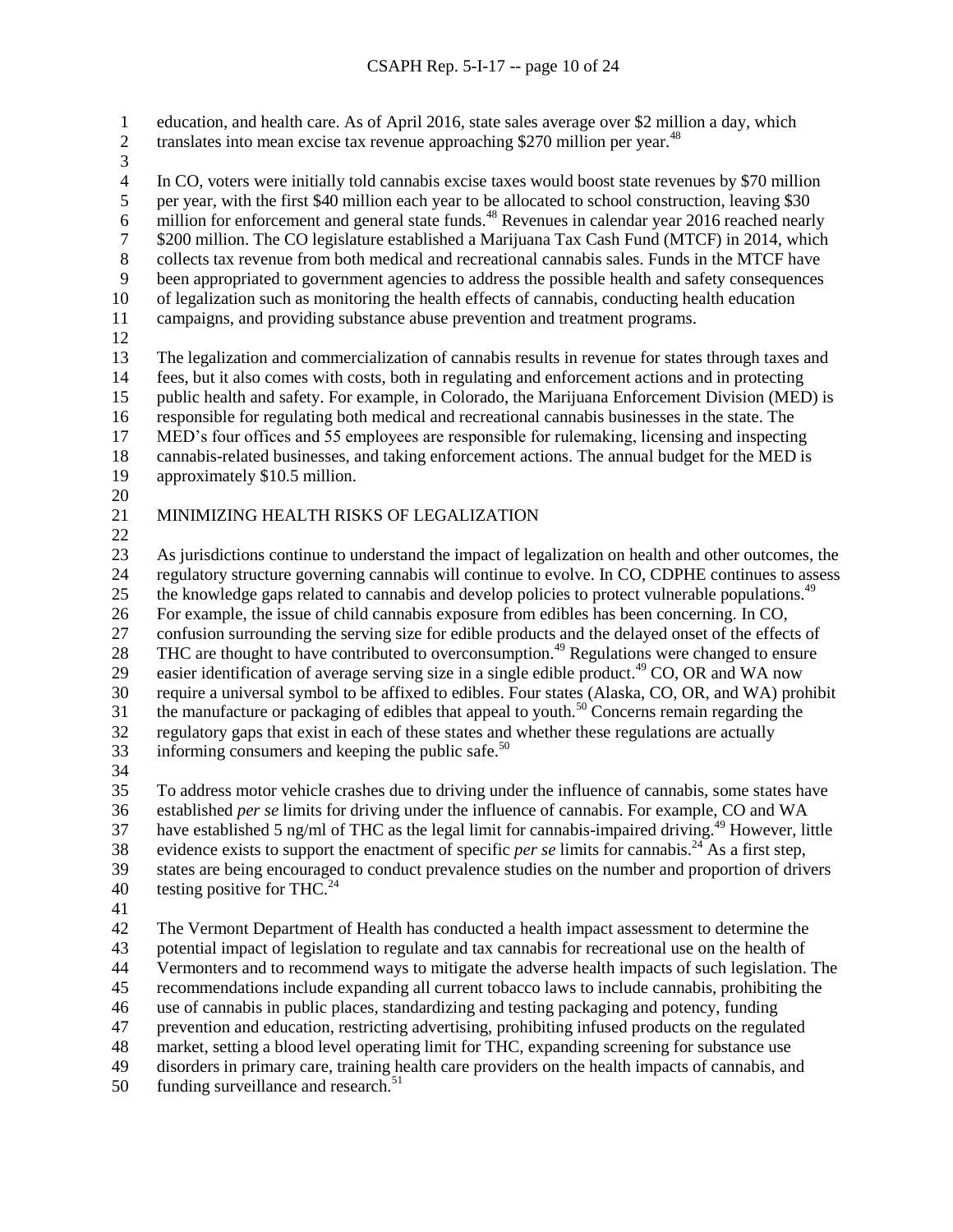education, and health care. As of April 2016, state sales average over $2 million a day, which translates into mean excise tax revenue approaching $270 million per year.[48]

In CO, voters were initially told cannabis excise taxes would boost state revenues by $70 million per year, with the first $40 million each year to be allocated to school construction, leaving $30 million for enforcement and general state funds.[48] Revenues in calendar year 2016 reached nearly $200 million. The CO legislature established a Marijuana Tax Cash Fund (MTCF) in 2014, which collects tax revenue from both medical and recreational cannabis sales. Funds in the MTCF have been appropriated to government agencies to address the possible health and safety consequences of legalization such as monitoring the health effects of cannabis, conducting health education campaigns, and providing substance abuse prevention and treatment programs.

The legalization and commercialization of cannabis results in revenue for states through taxes and fees, but it also comes with costs, both in regulating and enforcement actions and in protecting public health and safety. For example, in Colorado, the Marijuana Enforcement Division (MED) is responsible for regulating both medical and recreational cannabis businesses in the state. The MED's four offices and 55 employees are responsible for rulemaking, licensing and inspecting cannabis-related businesses, and taking enforcement actions. The annual budget for the MED is approximately $10.5 million.

## MINIMIZING HEALTH RISKS OF LEGALIZATION

As jurisdictions continue to understand the impact of legalization on health and other outcomes, the regulatory structure governing cannabis will continue to evolve. In CO, CDPHE continues to assess the knowledge gaps related to cannabis and develop policies to protect vulnerable populations.[49] For example, the issue of child cannabis exposure from edibles has been concerning. In CO, confusion surrounding the serving size for edible products and the delayed onset of the effects of THC are thought to have contributed to overconsumption.[49] Regulations were changed to ensure easier identification of average serving size in a single edible product.[49] CO, OR and WA now require a universal symbol to be affixed to edibles. Four states (Alaska, CO, OR, and WA) prohibit the manufacture or packaging of edibles that appeal to youth.[50] Concerns remain regarding the regulatory gaps that exist in each of these states and whether these regulations are actually informing consumers and keeping the public safe.[50]

To address motor vehicle crashes due to driving under the influence of cannabis, some states have established *per se* limits for driving under the influence of cannabis. For example, CO and WA have established 5 ng/ml of THC as the legal limit for cannabis-impaired driving.[49] However, little evidence exists to support the enactment of specific *per se* limits for cannabis.[24] As a first step, states are being encouraged to conduct prevalence studies on the number and proportion of drivers testing positive for THC.[24]

The Vermont Department of Health has conducted a health impact assessment to determine the potential impact of legislation to regulate and tax cannabis for recreational use on the health of Vermonters and to recommend ways to mitigate the adverse health impacts of such legislation. The recommendations include expanding all current tobacco laws to include cannabis, prohibiting the use of cannabis in public places, standardizing and testing packaging and potency, funding prevention and education, restricting advertising, prohibiting infused products on the regulated market, setting a blood level operating limit for THC, expanding screening for substance use disorders in primary care, training health care providers on the health impacts of cannabis, and funding surveillance and research.[51]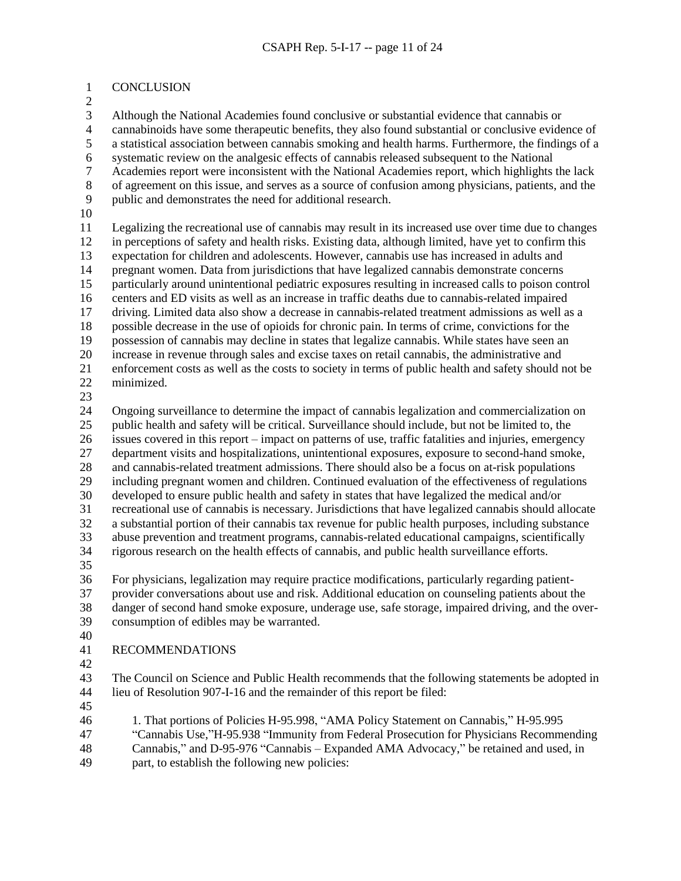## CONCLUSION

Although the National Academies found conclusive or substantial evidence that cannabis or cannabinoids have some therapeutic benefits, they also found substantial or conclusive evidence of a statistical association between cannabis smoking and health harms. Furthermore, the findings of a systematic review on the analgesic effects of cannabis released subsequent to the National Academies report were inconsistent with the National Academies report, which highlights the lack of agreement on this issue, and serves as a source of confusion among physicians, patients, and the public and demonstrates the need for additional research.

Legalizing the recreational use of cannabis may result in its increased use over time due to changes in perceptions of safety and health risks. Existing data, although limited, have yet to confirm this expectation for children and adolescents. However, cannabis use has increased in adults and pregnant women. Data from jurisdictions that have legalized cannabis demonstrate concerns particularly around unintentional pediatric exposures resulting in increased calls to poison control centers and ED visits as well as an increase in traffic deaths due to cannabis-related impaired driving. Limited data also show a decrease in cannabis-related treatment admissions as well as a possible decrease in the use of opioids for chronic pain. In terms of crime, convictions for the possession of cannabis may decline in states that legalize cannabis. While states have seen an increase in revenue through sales and excise taxes on retail cannabis, the administrative and enforcement costs as well as the costs to society in terms of public health and safety should not be minimized.

Ongoing surveillance to determine the impact of cannabis legalization and commercialization on public health and safety will be critical. Surveillance should include, but not be limited to, the issues covered in this report – impact on patterns of use, traffic fatalities and injuries, emergency department visits and hospitalizations, unintentional exposures, exposure to second-hand smoke, and cannabis-related treatment admissions. There should also be a focus on at-risk populations including pregnant women and children. Continued evaluation of the effectiveness of regulations developed to ensure public health and safety in states that have legalized the medical and/or recreational use of cannabis is necessary. Jurisdictions that have legalized cannabis should allocate a substantial portion of their cannabis tax revenue for public health purposes, including substance abuse prevention and treatment programs, cannabis-related educational campaigns, scientifically rigorous research on the health effects of cannabis, and public health surveillance efforts.

For physicians, legalization may require practice modifications, particularly regarding patient-provider conversations about use and risk. Additional education on counseling patients about the danger of second hand smoke exposure, underage use, safe storage, impaired driving, and the over-consumption of edibles may be warranted.

## RECOMMENDATIONS

The Council on Science and Public Health recommends that the following statements be adopted in lieu of Resolution 907-I-16 and the remainder of this report be filed:

1. That portions of Policies H-95.998, "AMA Policy Statement on Cannabis," H-95.995 "Cannabis Use,"H-95.938 "Immunity from Federal Prosecution for Physicians Recommending Cannabis," and D-95-976 "Cannabis – Expanded AMA Advocacy," be retained and used, in part, to establish the following new policies: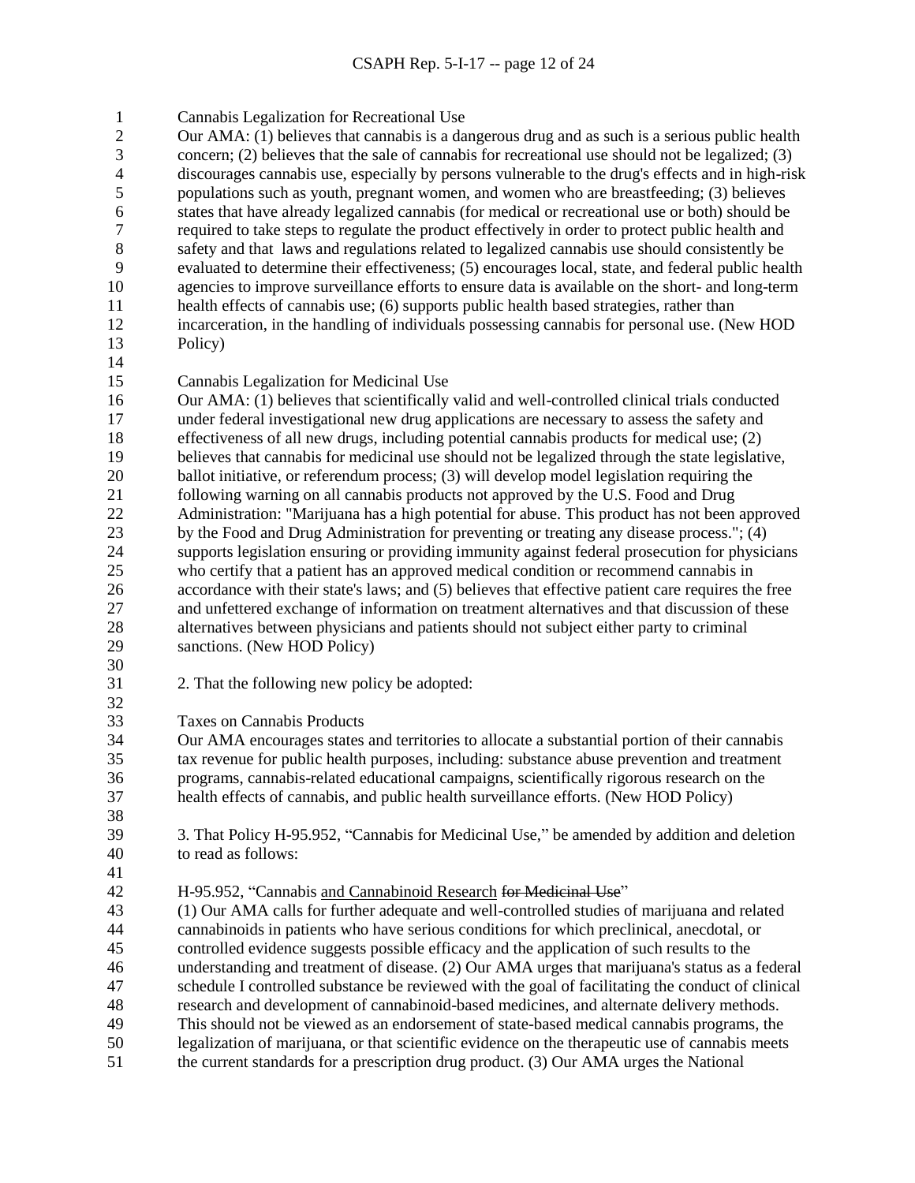Cannabis Legalization for Recreational Use

Our AMA: (1) believes that cannabis is a dangerous drug and as such is a serious public health concern; (2) believes that the sale of cannabis for recreational use should not be legalized; (3) discourages cannabis use, especially by persons vulnerable to the drug's effects and in high-risk populations such as youth, pregnant women, and women who are breastfeeding; (3) believes states that have already legalized cannabis (for medical or recreational use or both) should be required to take steps to regulate the product effectively in order to protect public health and safety and that laws and regulations related to legalized cannabis use should consistently be evaluated to determine their effectiveness; (5) encourages local, state, and federal public health agencies to improve surveillance efforts to ensure data is available on the short- and long-term health effects of cannabis use; (6) supports public health based strategies, rather than incarceration, in the handling of individuals possessing cannabis for personal use. (New HOD Policy)

Cannabis Legalization for Medicinal Use

Our AMA: (1) believes that scientifically valid and well-controlled clinical trials conducted under federal investigational new drug applications are necessary to assess the safety and effectiveness of all new drugs, including potential cannabis products for medical use; (2) believes that cannabis for medicinal use should not be legalized through the state legislative, ballot initiative, or referendum process; (3) will develop model legislation requiring the following warning on all cannabis products not approved by the U.S. Food and Drug Administration: "Marijuana has a high potential for abuse. This product has not been approved by the Food and Drug Administration for preventing or treating any disease process."; (4) supports legislation ensuring or providing immunity against federal prosecution for physicians who certify that a patient has an approved medical condition or recommend cannabis in accordance with their state's laws; and (5) believes that effective patient care requires the free and unfettered exchange of information on treatment alternatives and that discussion of these alternatives between physicians and patients should not subject either party to criminal sanctions. (New HOD Policy)

2. That the following new policy be adopted:

Taxes on Cannabis Products

Our AMA encourages states and territories to allocate a substantial portion of their cannabis tax revenue for public health purposes, including: substance abuse prevention and treatment programs, cannabis-related educational campaigns, scientifically rigorous research on the health effects of cannabis, and public health surveillance efforts. (New HOD Policy)

3. That Policy H-95.952, "Cannabis for Medicinal Use," be amended by addition and deletion to read as follows:

H-95.952, "Cannabis <u>and Cannabinoid Research</u> ~~for Medicinal Use~~"

(1) Our AMA calls for further adequate and well-controlled studies of marijuana and related cannabinoids in patients who have serious conditions for which preclinical, anecdotal, or controlled evidence suggests possible efficacy and the application of such results to the understanding and treatment of disease. (2) Our AMA urges that marijuana's status as a federal schedule I controlled substance be reviewed with the goal of facilitating the conduct of clinical research and development of cannabinoid-based medicines, and alternate delivery methods. This should not be viewed as an endorsement of state-based medical cannabis programs, the legalization of marijuana, or that scientific evidence on the therapeutic use of cannabis meets the current standards for a prescription drug product. (3) Our AMA urges the National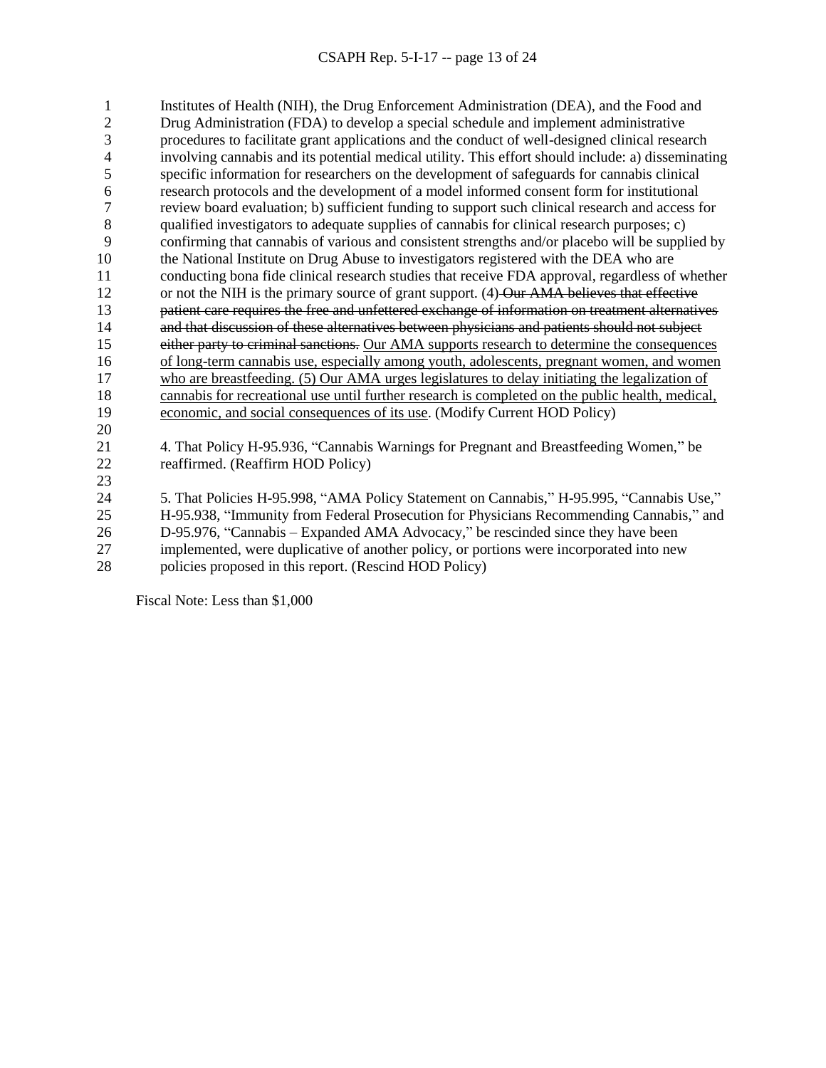Institutes of Health (NIH), the Drug Enforcement Administration (DEA), and the Food and Drug Administration (FDA) to develop a special schedule and implement administrative procedures to facilitate grant applications and the conduct of well-designed clinical research involving cannabis and its potential medical utility. This effort should include: a) disseminating specific information for researchers on the development of safeguards for cannabis clinical research protocols and the development of a model informed consent form for institutional review board evaluation; b) sufficient funding to support such clinical research and access for qualified investigators to adequate supplies of cannabis for clinical research purposes; c) confirming that cannabis of various and consistent strengths and/or placebo will be supplied by the National Institute on Drug Abuse to investigators registered with the DEA who are conducting bona fide clinical research studies that receive FDA approval, regardless of whether or not the NIH is the primary source of grant support. (4) ~~Our AMA believes that effective patient care requires the free and unfettered exchange of information on treatment alternatives and that discussion of these alternatives between physicians and patients should not subject either party to criminal sanctions.~~ <u>Our AMA supports research to determine the consequences of long-term cannabis use, especially among youth, adolescents, pregnant women, and women who are breastfeeding. (5) Our AMA urges legislatures to delay initiating the legalization of cannabis for recreational use until further research is completed on the public health, medical, economic, and social consequences of its use</u>. (Modify Current HOD Policy)

4. That Policy H-95.936, "Cannabis Warnings for Pregnant and Breastfeeding Women," be reaffirmed. (Reaffirm HOD Policy)

5. That Policies H-95.998, "AMA Policy Statement on Cannabis," H-95.995, "Cannabis Use," H-95.938, "Immunity from Federal Prosecution for Physicians Recommending Cannabis," and D-95.976, "Cannabis – Expanded AMA Advocacy," be rescinded since they have been implemented, were duplicative of another policy, or portions were incorporated into new policies proposed in this report. (Rescind HOD Policy)

Fiscal Note: Less than $1,000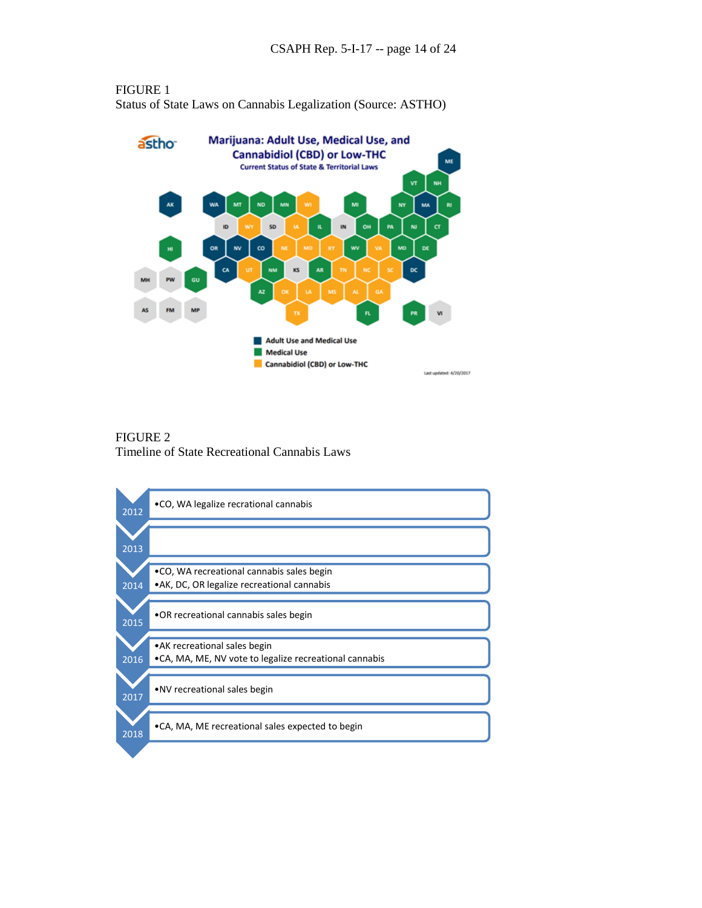FIGURE 1
Status of State Laws on Cannabis Legalization (Source: ASTHO)

FIGURE 2
Timeline of State Recreational Cannabis Laws

| Year | Events |
| --- | --- |
| 2012 | •CO, WA legalize recratational cannabis |
| 2013 | |
| 2014 | •CO, WA recreational cannabis sales begin<br>•AK, DC, OR legalize recreational cannabis |
| 2015 | •OR recreational cannabis sales begin |
| 2016 | •AK recreational sales begin<br>•CA, MA, ME, NV vote to legalize recreational cannabis |
| 2017 | •NV recreational sales begin |
| 2018 | •CA, MA, ME recreational sales expected to begin |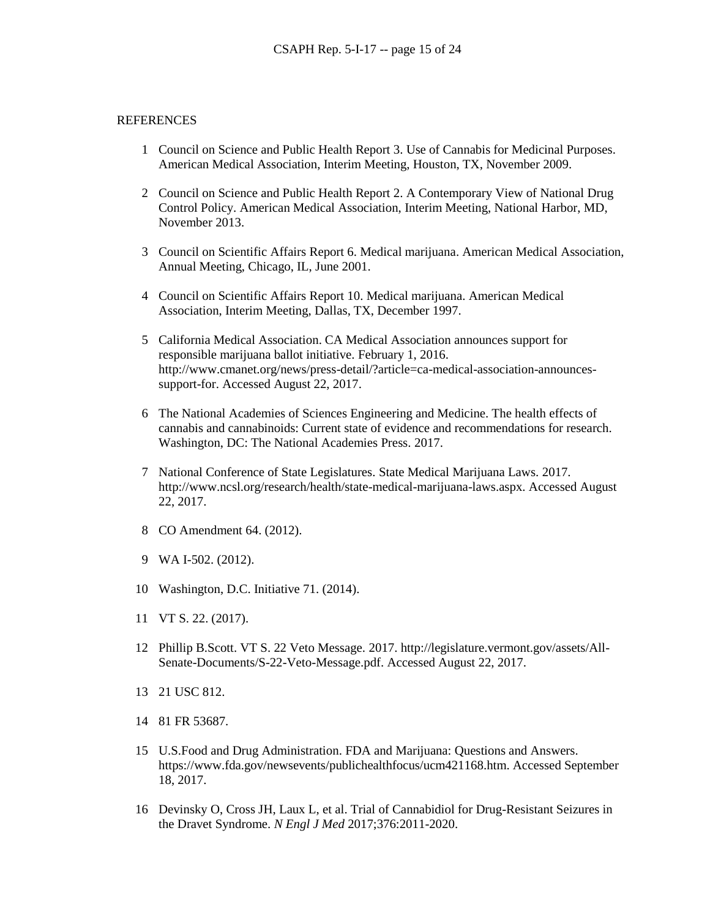## REFERENCES

1. Council on Science and Public Health Report 3. Use of Cannabis for Medicinal Purposes. American Medical Association, Interim Meeting, Houston, TX, November 2009.

2. Council on Science and Public Health Report 2. A Contemporary View of National Drug Control Policy. American Medical Association, Interim Meeting, National Harbor, MD, November 2013.

3. Council on Scientific Affairs Report 6. Medical marijuana. American Medical Association, Annual Meeting, Chicago, IL, June 2001.

4. Council on Scientific Affairs Report 10. Medical marijuana. American Medical Association, Interim Meeting, Dallas, TX, December 1997.

5. California Medical Association. CA Medical Association announces support for responsible marijuana ballot initiative. February 1, 2016. http://www.cmanet.org/news/press-detail/?article=ca-medical-association-announces-support-for. Accessed August 22, 2017.

6. The National Academies of Sciences Engineering and Medicine. The health effects of cannabis and cannabinoids: Current state of evidence and recommendations for research. Washington, DC: The National Academies Press. 2017.

7. National Conference of State Legislatures. State Medical Marijuana Laws. 2017. http://www.ncsl.org/research/health/state-medical-marijuana-laws.aspx. Accessed August 22, 2017.

8. CO Amendment 64. (2012).

9. WA I-502. (2012).

10. Washington, D.C. Initiative 71. (2014).

11. VT S. 22. (2017).

12. Phillip B.Scott. VT S. 22 Veto Message. 2017. http://legislature.vermont.gov/assets/All-Senate-Documents/S-22-Veto-Message.pdf. Accessed August 22, 2017.

13. 21 USC 812.

14. 81 FR 53687.

15. U.S.Food and Drug Administration. FDA and Marijuana: Questions and Answers. https://www.fda.gov/newsevents/publichealthfocus/ucm421168.htm. Accessed September 18, 2017.

16. Devinsky O, Cross JH, Laux L, et al. Trial of Cannabidiol for Drug-Resistant Seizures in the Dravet Syndrome. *N Engl J Med* 2017;376:2011-2020.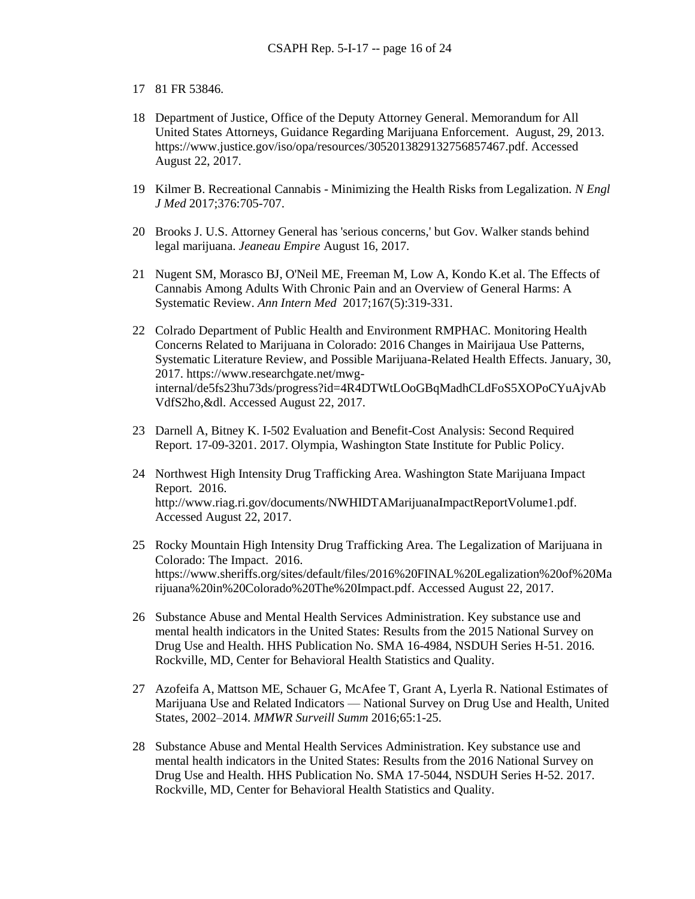17 81 FR 53846.

18 Department of Justice, Office of the Deputy Attorney General. Memorandum for All United States Attorneys, Guidance Regarding Marijuana Enforcement. August, 29, 2013. https://www.justice.gov/iso/opa/resources/3052013829132756857467.pdf. Accessed August 22, 2017.

19 Kilmer B. Recreational Cannabis - Minimizing the Health Risks from Legalization. *N Engl J Med* 2017;376:705-707.

20 Brooks J. U.S. Attorney General has 'serious concerns,' but Gov. Walker stands behind legal marijuana. *Jeaneau Empire* August 16, 2017.

21 Nugent SM, Morasco BJ, O'Neil ME, Freeman M, Low A, Kondo K.et al. The Effects of Cannabis Among Adults With Chronic Pain and an Overview of General Harms: A Systematic Review. *Ann Intern Med* 2017;167(5):319-331.

22 Colrado Department of Public Health and Environment RMPHAC. Monitoring Health Concerns Related to Marijuana in Colorado: 2016 Changes in Mairijaua Use Patterns, Systematic Literature Review, and Possible Marijuana-Related Health Effects. January, 30, 2017. https://www.researchgate.net/mwg-internal/de5fs23hu73ds/progress?id=4R4DTWtLOoGBqMadhCLdFoS5XOPoCYuAjvAbVdfS2ho,&dl. Accessed August 22, 2017.

23 Darnell A, Bitney K. I-502 Evaluation and Benefit-Cost Analysis: Second Required Report. 17-09-3201. 2017. Olympia, Washington State Institute for Public Policy.

24 Northwest High Intensity Drug Trafficking Area. Washington State Marijuana Impact Report. 2016. http://www.riag.ri.gov/documents/NWHIDTAMarijuanaImpactReportVolume1.pdf. Accessed August 22, 2017.

25 Rocky Mountain High Intensity Drug Trafficking Area. The Legalization of Marijuana in Colorado: The Impact. 2016. https://www.sheriffs.org/sites/default/files/2016%20FINAL%20Legalization%20of%20Marijuana%20in%20Colorado%20The%20Impact.pdf. Accessed August 22, 2017.

26 Substance Abuse and Mental Health Services Administration. Key substance use and mental health indicators in the United States: Results from the 2015 National Survey on Drug Use and Health. HHS Publication No. SMA 16-4984, NSDUH Series H-51. 2016. Rockville, MD, Center for Behavioral Health Statistics and Quality.

27 Azofeifa A, Mattson ME, Schauer G, McAfee T, Grant A, Lyerla R. National Estimates of Marijuana Use and Related Indicators — National Survey on Drug Use and Health, United States, 2002–2014. *MMWR Surveill Summ* 2016;65:1-25.

28 Substance Abuse and Mental Health Services Administration. Key substance use and mental health indicators in the United States: Results from the 2016 National Survey on Drug Use and Health. HHS Publication No. SMA 17-5044, NSDUH Series H-52. 2017. Rockville, MD, Center for Behavioral Health Statistics and Quality.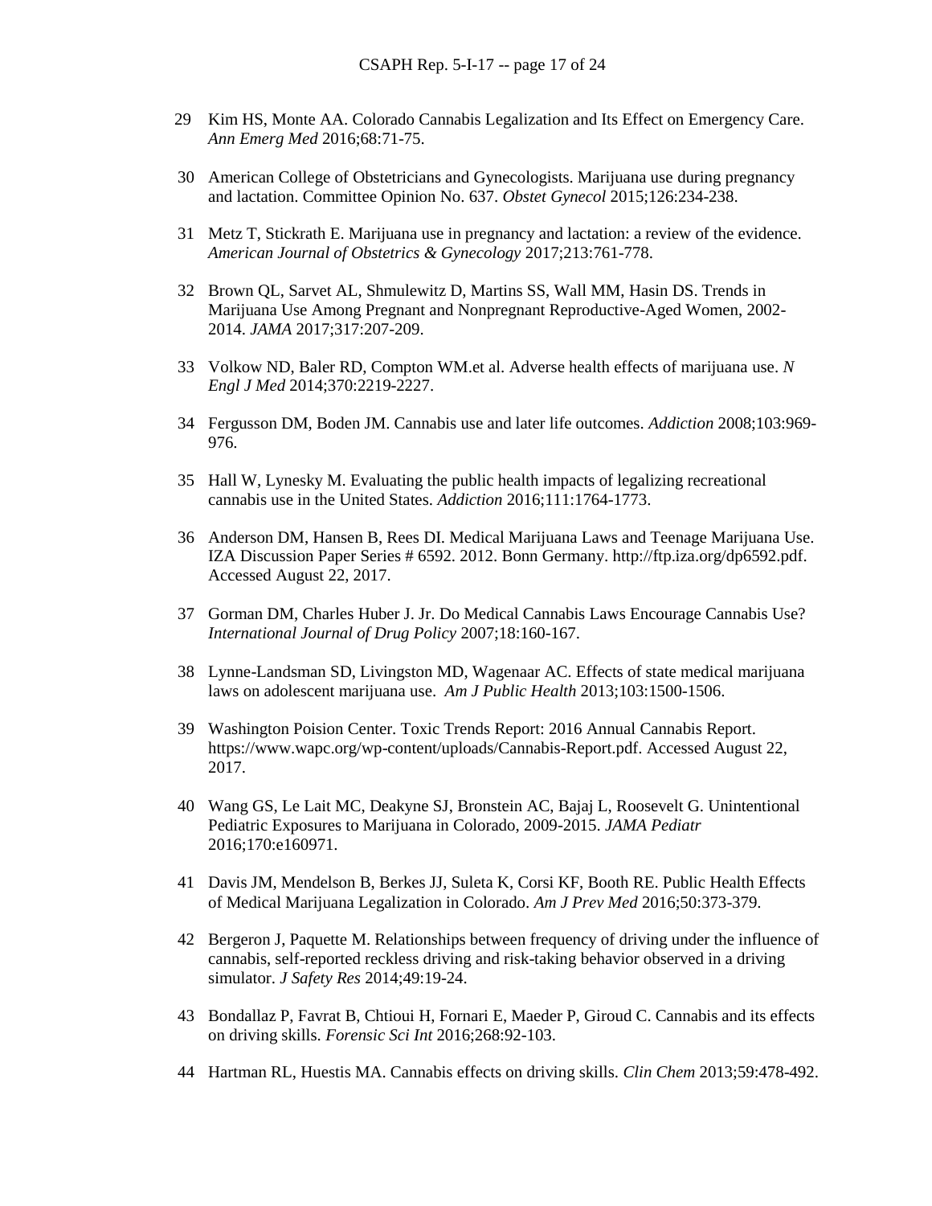29 Kim HS, Monte AA. Colorado Cannabis Legalization and Its Effect on Emergency Care. *Ann Emerg Med* 2016;68:71-75.

30 American College of Obstetricians and Gynecologists. Marijuana use during pregnancy and lactation. Committee Opinion No. 637. *Obstet Gynecol* 2015;126:234-238.

31 Metz T, Stickrath E. Marijuana use in pregnancy and lactation: a review of the evidence. *American Journal of Obstetrics & Gynecology* 2017;213:761-778.

32 Brown QL, Sarvet AL, Shmulewitz D, Martins SS, Wall MM, Hasin DS. Trends in Marijuana Use Among Pregnant and Nonpregnant Reproductive-Aged Women, 2002-2014. *JAMA* 2017;317:207-209.

33 Volkow ND, Baler RD, Compton WM.et al. Adverse health effects of marijuana use. *N Engl J Med* 2014;370:2219-2227.

34 Fergusson DM, Boden JM. Cannabis use and later life outcomes. *Addiction* 2008;103:969-976.

35 Hall W, Lynesky M. Evaluating the public health impacts of legalizing recreational cannabis use in the United States. *Addiction* 2016;111:1764-1773.

36 Anderson DM, Hansen B, Rees DI. Medical Marijuana Laws and Teenage Marijuana Use. IZA Discussion Paper Series # 6592. 2012. Bonn Germany. http://ftp.iza.org/dp6592.pdf. Accessed August 22, 2017.

37 Gorman DM, Charles Huber J. Jr. Do Medical Cannabis Laws Encourage Cannabis Use? *International Journal of Drug Policy* 2007;18:160-167.

38 Lynne-Landsman SD, Livingston MD, Wagenaar AC. Effects of state medical marijuana laws on adolescent marijuana use. *Am J Public Health* 2013;103:1500-1506.

39 Washington Poision Center. Toxic Trends Report: 2016 Annual Cannabis Report. https://www.wapc.org/wp-content/uploads/Cannabis-Report.pdf. Accessed August 22, 2017.

40 Wang GS, Le Lait MC, Deakyne SJ, Bronstein AC, Bajaj L, Roosevelt G. Unintentional Pediatric Exposures to Marijuana in Colorado, 2009-2015. *JAMA Pediatr* 2016;170:e160971.

41 Davis JM, Mendelson B, Berkes JJ, Suleta K, Corsi KF, Booth RE. Public Health Effects of Medical Marijuana Legalization in Colorado. *Am J Prev Med* 2016;50:373-379.

42 Bergeron J, Paquette M. Relationships between frequency of driving under the influence of cannabis, self-reported reckless driving and risk-taking behavior observed in a driving simulator. *J Safety Res* 2014;49:19-24.

43 Bondallaz P, Favrat B, Chtioui H, Fornari E, Maeder P, Giroud C. Cannabis and its effects on driving skills. *Forensic Sci Int* 2016;268:92-103.

44 Hartman RL, Huestis MA. Cannabis effects on driving skills. *Clin Chem* 2013;59:478-492.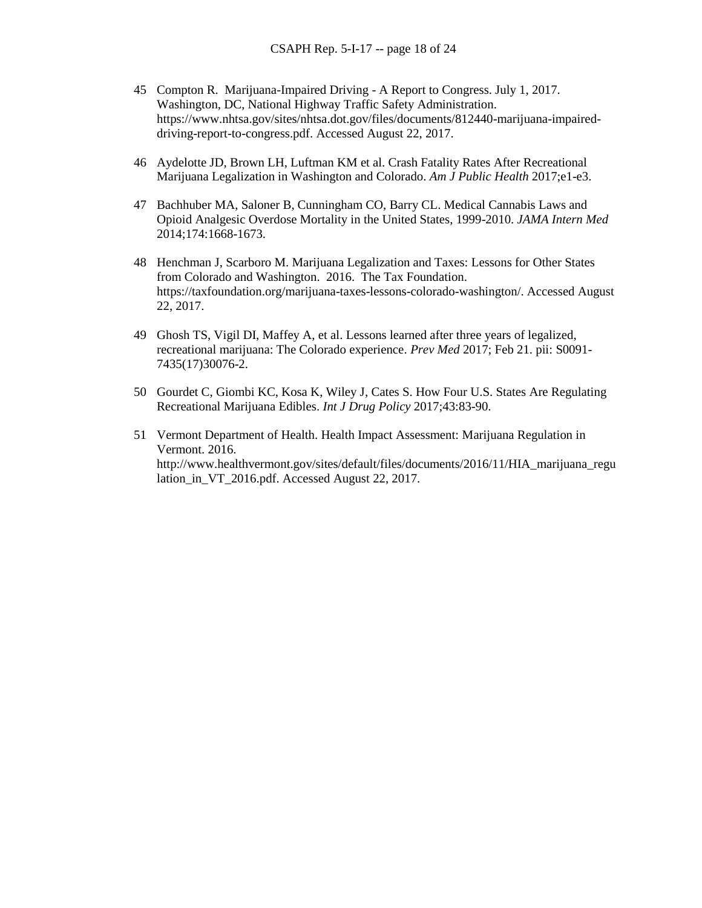45 Compton R. Marijuana-Impaired Driving - A Report to Congress. July 1, 2017. Washington, DC, National Highway Traffic Safety Administration. https://www.nhtsa.gov/sites/nhtsa.dot.gov/files/documents/812440-marijuana-impaired-driving-report-to-congress.pdf. Accessed August 22, 2017.

46 Aydelotte JD, Brown LH, Luftman KM et al. Crash Fatality Rates After Recreational Marijuana Legalization in Washington and Colorado. *Am J Public Health* 2017;e1-e3.

47 Bachhuber MA, Saloner B, Cunningham CO, Barry CL. Medical Cannabis Laws and Opioid Analgesic Overdose Mortality in the United States, 1999-2010. *JAMA Intern Med* 2014;174:1668-1673.

48 Henchman J, Scarboro M. Marijuana Legalization and Taxes: Lessons for Other States from Colorado and Washington. 2016. The Tax Foundation. https://taxfoundation.org/marijuana-taxes-lessons-colorado-washington/. Accessed August 22, 2017.

49 Ghosh TS, Vigil DI, Maffey A, et al. Lessons learned after three years of legalized, recreational marijuana: The Colorado experience. *Prev Med* 2017; Feb 21. pii: S0091-7435(17)30076-2.

50 Gourdet C, Giombi KC, Kosa K, Wiley J, Cates S. How Four U.S. States Are Regulating Recreational Marijuana Edibles. *Int J Drug Policy* 2017;43:83-90.

51 Vermont Department of Health. Health Impact Assessment: Marijuana Regulation in Vermont. 2016. http://www.healthvermont.gov/sites/default/files/documents/2016/11/HIA_marijuana_regulation_in_VT_2016.pdf. Accessed August 22, 2017.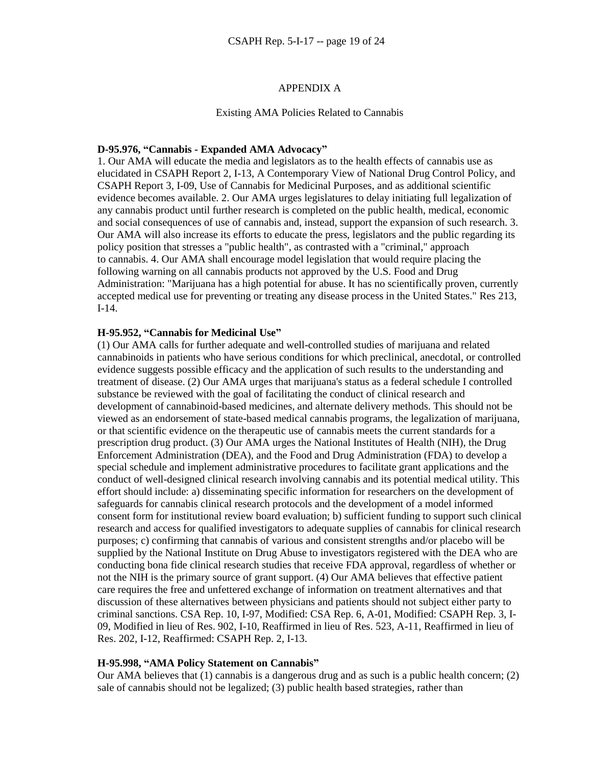## APPENDIX A

### Existing AMA Policies Related to Cannabis

**D-95.976, "Cannabis - Expanded AMA Advocacy"**
1. Our AMA will educate the media and legislators as to the health effects of cannabis use as elucidated in CSAPH Report 2, I-13, A Contemporary View of National Drug Control Policy, and CSAPH Report 3, I-09, Use of Cannabis for Medicinal Purposes, and as additional scientific evidence becomes available. 2. Our AMA urges legislatures to delay initiating full legalization of any cannabis product until further research is completed on the public health, medical, economic and social consequences of use of cannabis and, instead, support the expansion of such research. 3. Our AMA will also increase its efforts to educate the press, legislators and the public regarding its policy position that stresses a "public health", as contrasted with a "criminal," approach to cannabis. 4. Our AMA shall encourage model legislation that would require placing the following warning on all cannabis products not approved by the U.S. Food and Drug Administration: "Marijuana has a high potential for abuse. It has no scientifically proven, currently accepted medical use for preventing or treating any disease process in the United States." Res 213, I-14.

**H-95.952, "Cannabis for Medicinal Use"**
(1) Our AMA calls for further adequate and well-controlled studies of marijuana and related cannabinoids in patients who have serious conditions for which preclinical, anecdotal, or controlled evidence suggests possible efficacy and the application of such results to the understanding and treatment of disease. (2) Our AMA urges that marijuana's status as a federal schedule I controlled substance be reviewed with the goal of facilitating the conduct of clinical research and development of cannabinoid-based medicines, and alternate delivery methods. This should not be viewed as an endorsement of state-based medical cannabis programs, the legalization of marijuana, or that scientific evidence on the therapeutic use of cannabis meets the current standards for a prescription drug product. (3) Our AMA urges the National Institutes of Health (NIH), the Drug Enforcement Administration (DEA), and the Food and Drug Administration (FDA) to develop a special schedule and implement administrative procedures to facilitate grant applications and the conduct of well-designed clinical research involving cannabis and its potential medical utility. This effort should include: a) disseminating specific information for researchers on the development of safeguards for cannabis clinical research protocols and the development of a model informed consent form for institutional review board evaluation; b) sufficient funding to support such clinical research and access for qualified investigators to adequate supplies of cannabis for clinical research purposes; c) confirming that cannabis of various and consistent strengths and/or placebo will be supplied by the National Institute on Drug Abuse to investigators registered with the DEA who are conducting bona fide clinical research studies that receive FDA approval, regardless of whether or not the NIH is the primary source of grant support. (4) Our AMA believes that effective patient care requires the free and unfettered exchange of information on treatment alternatives and that discussion of these alternatives between physicians and patients should not subject either party to criminal sanctions. CSA Rep. 10, I-97, Modified: CSA Rep. 6, A-01, Modified: CSAPH Rep. 3, I-09, Modified in lieu of Res. 902, I-10, Reaffirmed in lieu of Res. 523, A-11, Reaffirmed in lieu of Res. 202, I-12, Reaffirmed: CSAPH Rep. 2, I-13.

**H-95.998, "AMA Policy Statement on Cannabis"**
Our AMA believes that (1) cannabis is a dangerous drug and as such is a public health concern; (2) sale of cannabis should not be legalized; (3) public health based strategies, rather than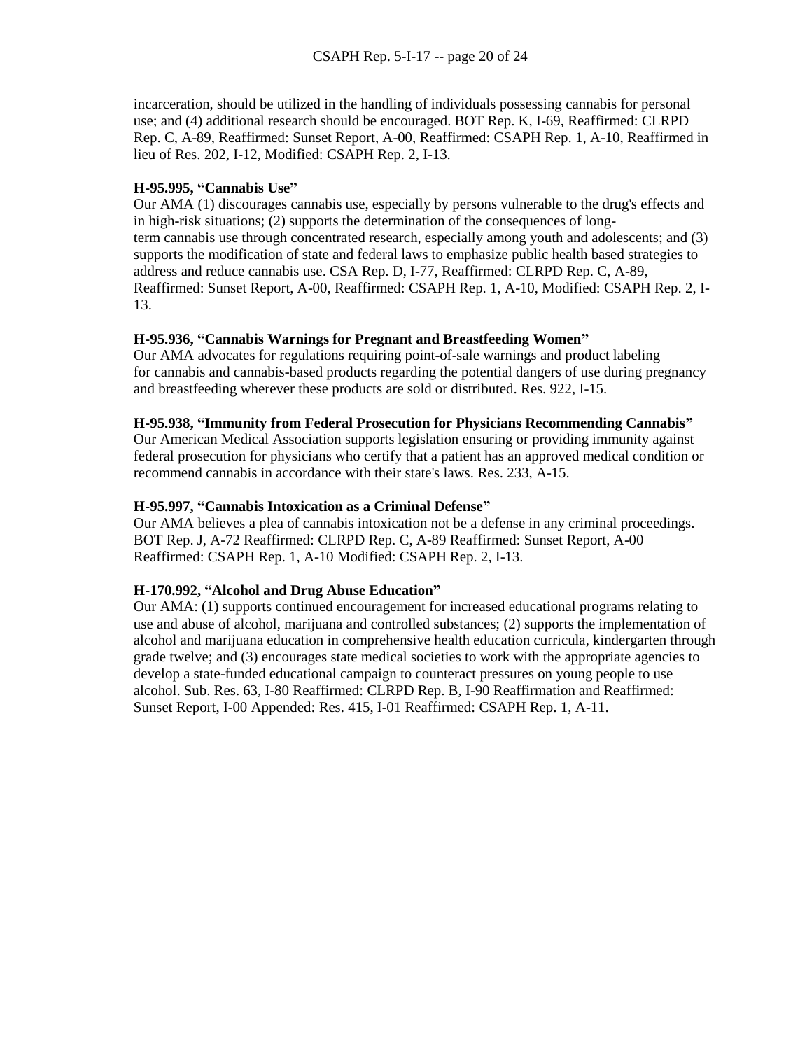incarceration, should be utilized in the handling of individuals possessing cannabis for personal use; and (4) additional research should be encouraged. BOT Rep. K, I-69, Reaffirmed: CLRPD Rep. C, A-89, Reaffirmed: Sunset Report, A-00, Reaffirmed: CSAPH Rep. 1, A-10, Reaffirmed in lieu of Res. 202, I-12, Modified: CSAPH Rep. 2, I-13.

**H-95.995, "Cannabis Use"**
Our AMA (1) discourages cannabis use, especially by persons vulnerable to the drug's effects and in high-risk situations; (2) supports the determination of the consequences of long-term cannabis use through concentrated research, especially among youth and adolescents; and (3) supports the modification of state and federal laws to emphasize public health based strategies to address and reduce cannabis use. CSA Rep. D, I-77, Reaffirmed: CLRPD Rep. C, A-89, Reaffirmed: Sunset Report, A-00, Reaffirmed: CSAPH Rep. 1, A-10, Modified: CSAPH Rep. 2, I-13.

**H-95.936, "Cannabis Warnings for Pregnant and Breastfeeding Women"**
Our AMA advocates for regulations requiring point-of-sale warnings and product labeling for cannabis and cannabis-based products regarding the potential dangers of use during pregnancy and breastfeeding wherever these products are sold or distributed. Res. 922, I-15.

**H-95.938, "Immunity from Federal Prosecution for Physicians Recommending Cannabis"**
Our American Medical Association supports legislation ensuring or providing immunity against federal prosecution for physicians who certify that a patient has an approved medical condition or recommend cannabis in accordance with their state's laws. Res. 233, A-15.

**H-95.997, "Cannabis Intoxication as a Criminal Defense"**
Our AMA believes a plea of cannabis intoxication not be a defense in any criminal proceedings. BOT Rep. J, A-72 Reaffirmed: CLRPD Rep. C, A-89 Reaffirmed: Sunset Report, A-00 Reaffirmed: CSAPH Rep. 1, A-10 Modified: CSAPH Rep. 2, I-13.

**H-170.992, "Alcohol and Drug Abuse Education"**
Our AMA: (1) supports continued encouragement for increased educational programs relating to use and abuse of alcohol, marijuana and controlled substances; (2) supports the implementation of alcohol and marijuana education in comprehensive health education curricula, kindergarten through grade twelve; and (3) encourages state medical societies to work with the appropriate agencies to develop a state-funded educational campaign to counteract pressures on young people to use alcohol. Sub. Res. 63, I-80 Reaffirmed: CLRPD Rep. B, I-90 Reaffirmation and Reaffirmed: Sunset Report, I-00 Appended: Res. 415, I-01 Reaffirmed: CSAPH Rep. 1, A-11.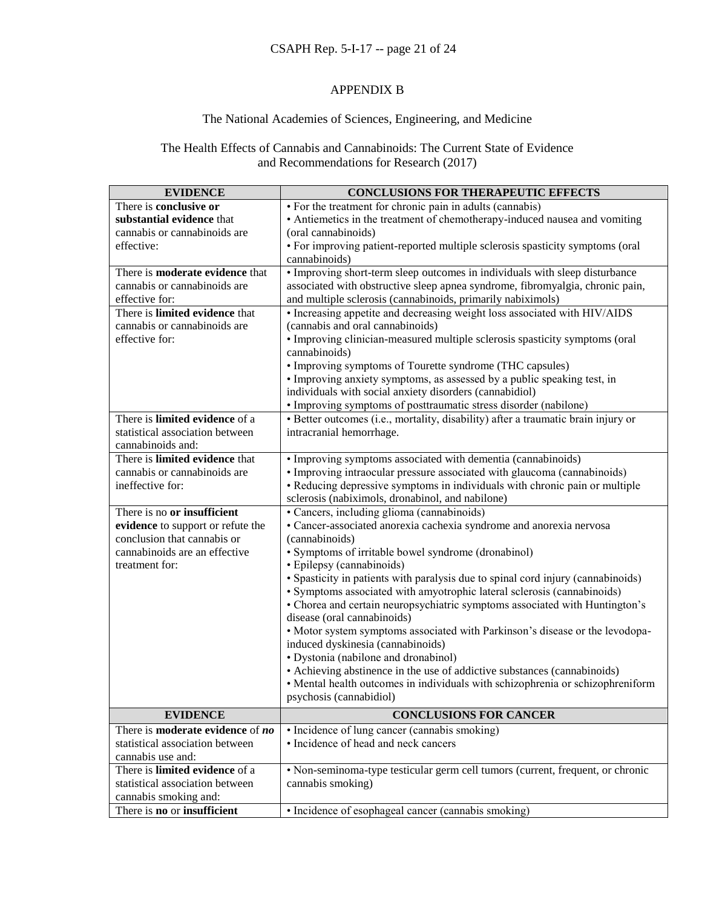APPENDIX B

The National Academies of Sciences, Engineering, and Medicine

The Health Effects of Cannabis and Cannabinoids: The Current State of Evidence and Recommendations for Research (2017)

| EVIDENCE | CONCLUSIONS FOR THERAPEUTIC EFFECTS |
|---|---|
| There is **conclusive or substantial evidence** that cannabis or cannabinoids are effective: | • For the treatment for chronic pain in adults (cannabis)<br>• Antiemetics in the treatment of chemotherapy-induced nausea and vomiting (oral cannabinoids)<br>• For improving patient-reported multiple sclerosis spasticity symptoms (oral cannabinoids) |
| There is **moderate evidence** that cannabis or cannabinoids are effective for: | • Improving short-term sleep outcomes in individuals with sleep disturbance associated with obstructive sleep apnea syndrome, fibromyalgia, chronic pain, and multiple sclerosis (cannabinoids, primarily nabiximols) |
| There is **limited evidence** that cannabis or cannabinoids are effective for: | • Increasing appetite and decreasing weight loss associated with HIV/AIDS (cannabis and oral cannabinoids)<br>• Improving clinician-measured multiple sclerosis spasticity symptoms (oral cannabinoids)<br>• Improving symptoms of Tourette syndrome (THC capsules)<br>• Improving anxiety symptoms, as assessed by a public speaking test, in individuals with social anxiety disorders (cannabidiol)<br>• Improving symptoms of posttraumatic stress disorder (nabilone) |
| There is **limited evidence** of a statistical association between cannabinoids and: | • Better outcomes (i.e., mortality, disability) after a traumatic brain injury or intracranial hemorrhage. |
| There is **limited evidence** that cannabis or cannabinoids are ineffective for: | • Improving symptoms associated with dementia (cannabinoids)<br>• Improving intraocular pressure associated with glaucoma (cannabinoids)<br>• Reducing depressive symptoms in individuals with chronic pain or multiple sclerosis (nabiximols, dronabinol, and nabilone) |
| There is no **or insufficient evidence** to support or refute the conclusion that cannabis or cannabinoids are an effective treatment for: | • Cancers, including glioma (cannabinoids)<br>• Cancer-associated anorexia cachexia syndrome and anorexia nervosa (cannabinoids)<br>• Symptoms of irritable bowel syndrome (dronabinol)<br>• Epilepsy (cannabinoids)<br>• Spasticity in patients with paralysis due to spinal cord injury (cannabinoids)<br>• Symptoms associated with amyotrophic lateral sclerosis (cannabinoids)<br>• Chorea and certain neuropsychiatric symptoms associated with Huntington's disease (oral cannabinoids)<br>• Motor system symptoms associated with Parkinson's disease or the levodopa-induced dyskinesia (cannabinoids)<br>• Dystonia (nabilone and dronabinol)<br>• Achieving abstinence in the use of addictive substances (cannabinoids)<br>• Mental health outcomes in individuals with schizophrenia or schizophreniform psychosis (cannabidiol) |
| **EVIDENCE** | **CONCLUSIONS FOR CANCER** |
| There is **moderate evidence** of ***no*** statistical association between cannabis use and: | • Incidence of lung cancer (cannabis smoking)<br>• Incidence of head and neck cancers |
| There is **limited evidence** of a statistical association between cannabis smoking and: | • Non-seminoma-type testicular germ cell tumors (current, frequent, or chronic cannabis smoking) |
| There is **no** or **insufficient** | • Incidence of esophageal cancer (cannabis smoking) |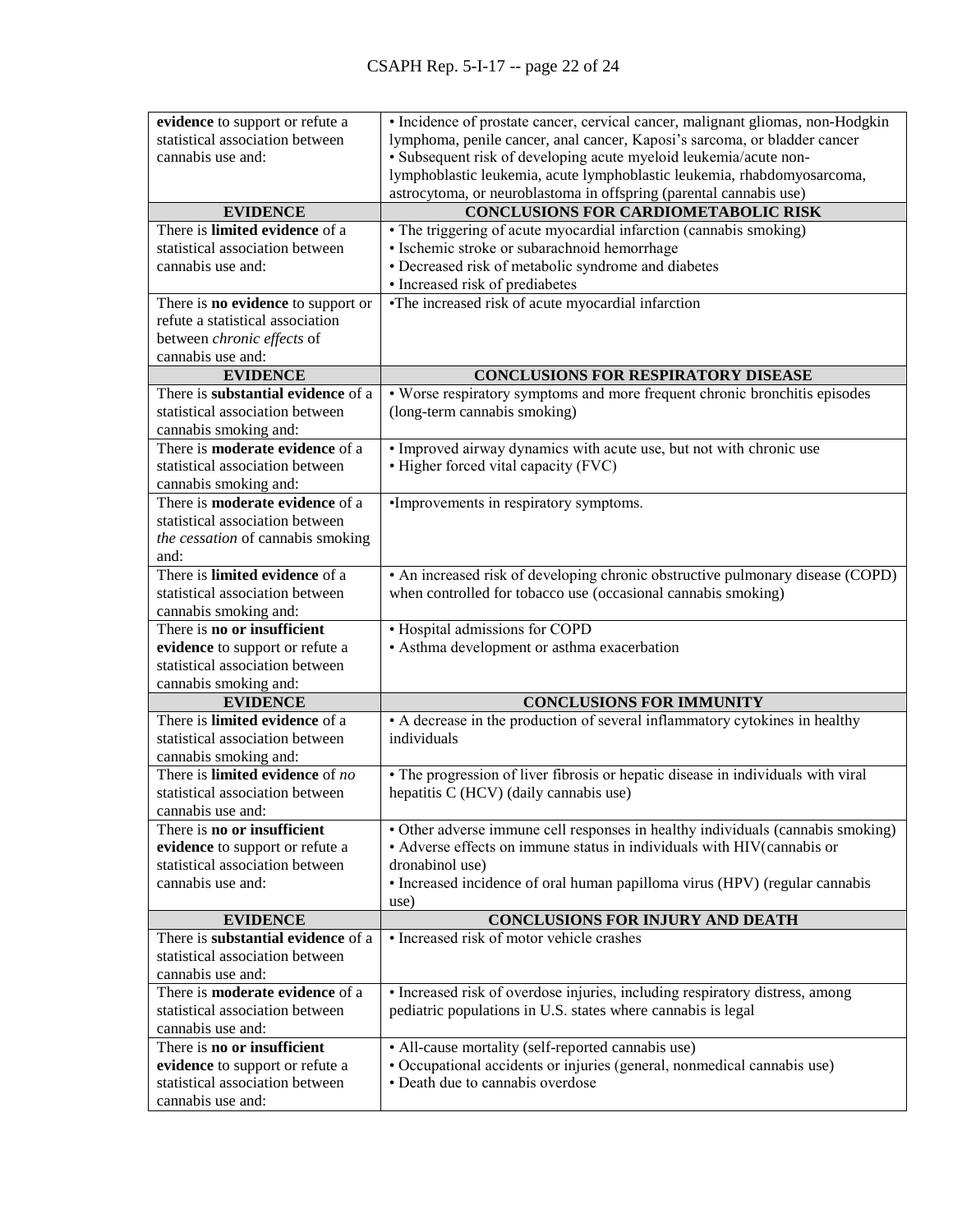| | |
|---|---|
| **evidence** to support or refute a statistical association between cannabis use and: | • Incidence of prostate cancer, cervical cancer, malignant gliomas, non-Hodgkin lymphoma, penile cancer, anal cancer, Kaposi's sarcoma, or bladder cancer<br>• Subsequent risk of developing acute myeloid leukemia/acute non-lymphoblastic leukemia, acute lymphoblastic leukemia, rhabdomyosarcoma, astrocytoma, or neuroblastoma in offspring (parental cannabis use) |
| **EVIDENCE** | **CONCLUSIONS FOR CARDIOMETABOLIC RISK** |
| There is **limited evidence** of a statistical association between cannabis use and: | • The triggering of acute myocardial infarction (cannabis smoking)<br>• Ischemic stroke or subarachnoid hemorrhage<br>• Decreased risk of metabolic syndrome and diabetes<br>• Increased risk of prediabetes |
| There is **no evidence** to support or refute a statistical association between *chronic effects* of cannabis use and: | •The increased risk of acute myocardial infarction |
| **EVIDENCE** | **CONCLUSIONS FOR RESPIRATORY DISEASE** |
| There is **substantial evidence** of a statistical association between cannabis smoking and: | • Worse respiratory symptoms and more frequent chronic bronchitis episodes (long-term cannabis smoking) |
| There is **moderate evidence** of a statistical association between cannabis smoking and: | • Improved airway dynamics with acute use, but not with chronic use<br>• Higher forced vital capacity (FVC) |
| There is **moderate evidence** of a statistical association between *the cessation* of cannabis smoking and: | •Improvements in respiratory symptoms. |
| There is **limited evidence** of a statistical association between cannabis smoking and: | • An increased risk of developing chronic obstructive pulmonary disease (COPD) when controlled for tobacco use (occasional cannabis smoking) |
| There is **no or insufficient evidence** to support or refute a statistical association between cannabis smoking and: | • Hospital admissions for COPD<br>• Asthma development or asthma exacerbation |
| **EVIDENCE** | **CONCLUSIONS FOR IMMUNITY** |
| There is **limited evidence** of a statistical association between cannabis smoking and: | • A decrease in the production of several inflammatory cytokines in healthy individuals |
| There is **limited evidence** of *no* statistical association between cannabis use and: | • The progression of liver fibrosis or hepatic disease in individuals with viral hepatitis C (HCV) (daily cannabis use) |
| There is **no or insufficient evidence** to support or refute a statistical association between cannabis use and: | • Other adverse immune cell responses in healthy individuals (cannabis smoking)<br>• Adverse effects on immune status in individuals with HIV(cannabis or dronabinol use)<br>• Increased incidence of oral human papilloma virus (HPV) (regular cannabis use) |
| **EVIDENCE** | **CONCLUSIONS FOR INJURY AND DEATH** |
| There is **substantial evidence** of a statistical association between cannabis use and: | • Increased risk of motor vehicle crashes |
| There is **moderate evidence** of a statistical association between cannabis use and: | • Increased risk of overdose injuries, including respiratory distress, among pediatric populations in U.S. states where cannabis is legal |
| There is **no or insufficient evidence** to support or refute a statistical association between cannabis use and: | • All-cause mortality (self-reported cannabis use)<br>• Occupational accidents or injuries (general, nonmedical cannabis use)<br>• Death due to cannabis overdose |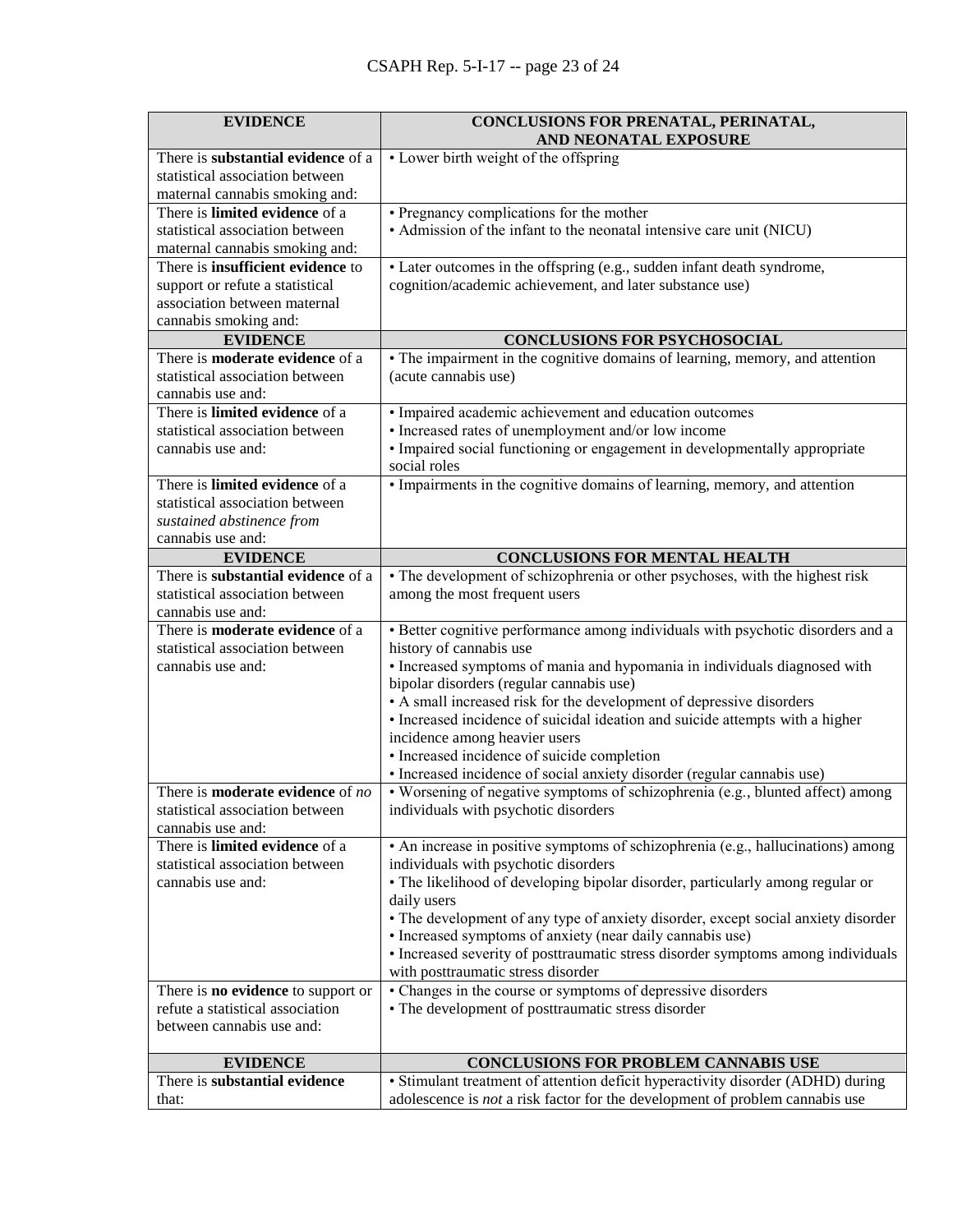| EVIDENCE | CONCLUSIONS FOR PRENATAL, PERINATAL, AND NEONATAL EXPOSURE |
|---|---|
| There is **substantial evidence** of a statistical association between maternal cannabis smoking and: | • Lower birth weight of the offspring |
| There is **limited evidence** of a statistical association between maternal cannabis smoking and: | • Pregnancy complications for the mother<br>• Admission of the infant to the neonatal intensive care unit (NICU) |
| There is **insufficient evidence** to support or refute a statistical association between maternal cannabis smoking and: | • Later outcomes in the offspring (e.g., sudden infant death syndrome, cognition/academic achievement, and later substance use) |
| **EVIDENCE** | **CONCLUSIONS FOR PSYCHOSOCIAL** |
| There is **moderate evidence** of a statistical association between cannabis use and: | • The impairment in the cognitive domains of learning, memory, and attention (acute cannabis use) |
| There is **limited evidence** of a statistical association between cannabis use and: | • Impaired academic achievement and education outcomes<br>• Increased rates of unemployment and/or low income<br>• Impaired social functioning or engagement in developmentally appropriate social roles |
| There is **limited evidence** of a statistical association between *sustained abstinence from* cannabis use and: | • Impairments in the cognitive domains of learning, memory, and attention |
| **EVIDENCE** | **CONCLUSIONS FOR MENTAL HEALTH** |
| There is **substantial evidence** of a statistical association between cannabis use and: | • The development of schizophrenia or other psychoses, with the highest risk among the most frequent users |
| There is **moderate evidence** of a statistical association between cannabis use and: | • Better cognitive performance among individuals with psychotic disorders and a history of cannabis use<br>• Increased symptoms of mania and hypomania in individuals diagnosed with bipolar disorders (regular cannabis use)<br>• A small increased risk for the development of depressive disorders<br>• Increased incidence of suicidal ideation and suicide attempts with a higher incidence among heavier users<br>• Increased incidence of suicide completion<br>• Increased incidence of social anxiety disorder (regular cannabis use) |
| There is **moderate evidence** of *no* statistical association between cannabis use and: | • Worsening of negative symptoms of schizophrenia (e.g., blunted affect) among individuals with psychotic disorders |
| There is **limited evidence** of a statistical association between cannabis use and: | • An increase in positive symptoms of schizophrenia (e.g., hallucinations) among individuals with psychotic disorders<br>• The likelihood of developing bipolar disorder, particularly among regular or daily users<br>• The development of any type of anxiety disorder, except social anxiety disorder<br>• Increased symptoms of anxiety (near daily cannabis use)<br>• Increased severity of posttraumatic stress disorder symptoms among individuals with posttraumatic stress disorder |
| There is **no evidence** to support or refute a statistical association between cannabis use and: | • Changes in the course or symptoms of depressive disorders<br>• The development of posttraumatic stress disorder |
| **EVIDENCE** | **CONCLUSIONS FOR PROBLEM CANNABIS USE** |
| There is **substantial evidence** that: | • Stimulant treatment of attention deficit hyperactivity disorder (ADHD) during adolescence is *not* a risk factor for the development of problem cannabis use |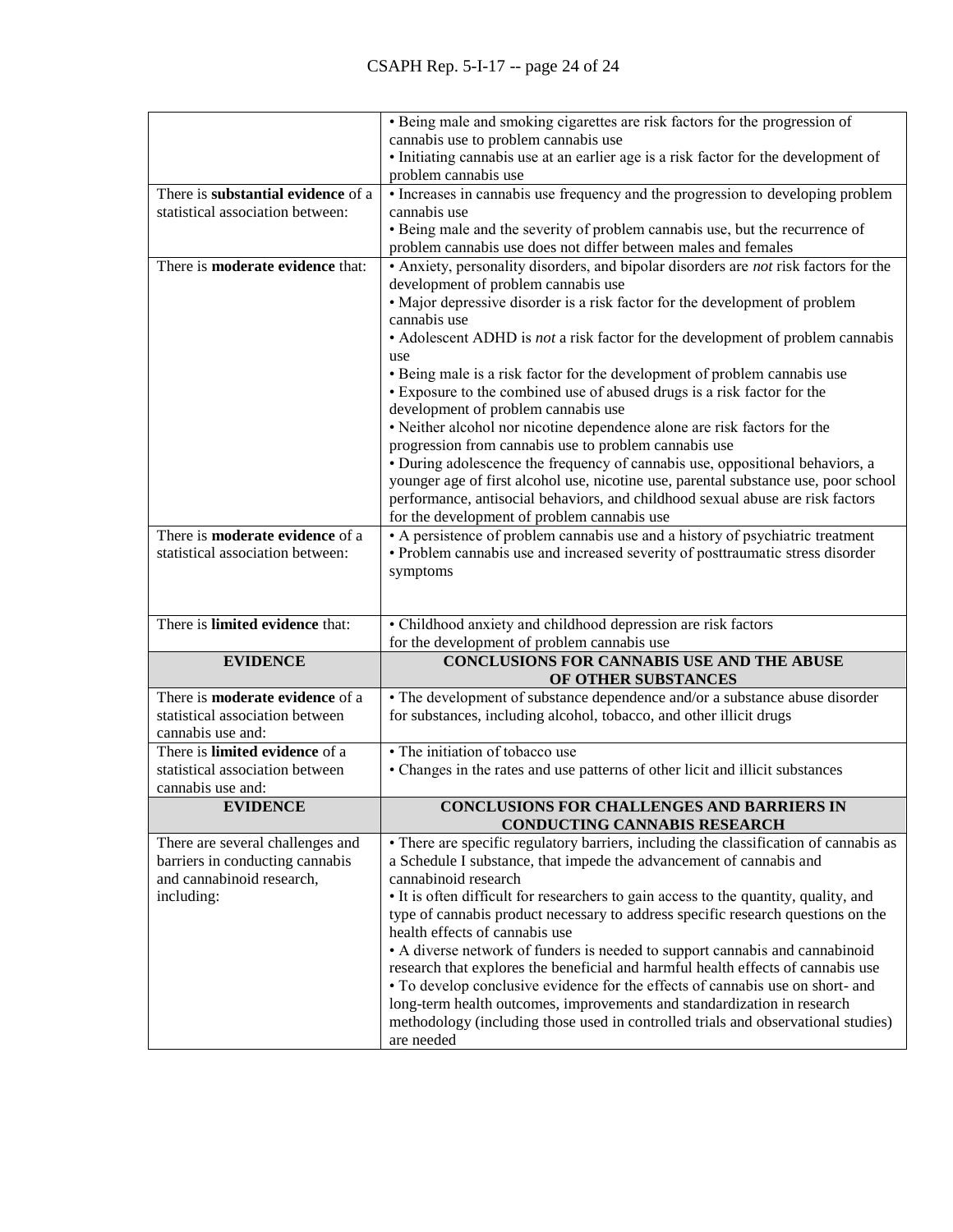| | |
|---|---|
| | • Being male and smoking cigarettes are risk factors for the progression of cannabis use to problem cannabis use<br>• Initiating cannabis use at an earlier age is a risk factor for the development of problem cannabis use |
| There is **substantial evidence** of a statistical association between: | • Increases in cannabis use frequency and the progression to developing problem cannabis use<br>• Being male and the severity of problem cannabis use, but the recurrence of problem cannabis use does not differ between males and females |
| There is **moderate evidence** that: | • Anxiety, personality disorders, and bipolar disorders are *not* risk factors for the development of problem cannabis use<br>• Major depressive disorder is a risk factor for the development of problem cannabis use<br>• Adolescent ADHD is *not* a risk factor for the development of problem cannabis use<br>• Being male is a risk factor for the development of problem cannabis use<br>• Exposure to the combined use of abused drugs is a risk factor for the development of problem cannabis use<br>• Neither alcohol nor nicotine dependence alone are risk factors for the progression from cannabis use to problem cannabis use<br>• During adolescence the frequency of cannabis use, oppositional behaviors, a younger age of first alcohol use, nicotine use, parental substance use, poor school performance, antisocial behaviors, and childhood sexual abuse are risk factors for the development of problem cannabis use |
| There is **moderate evidence** of a statistical association between: | • A persistence of problem cannabis use and a history of psychiatric treatment<br>• Problem cannabis use and increased severity of posttraumatic stress disorder symptoms |
| There is **limited evidence** that: | • Childhood anxiety and childhood depression are risk factors for the development of problem cannabis use |
| **EVIDENCE** | **CONCLUSIONS FOR CANNABIS USE AND THE ABUSE OF OTHER SUBSTANCES** |
| There is **moderate evidence** of a statistical association between cannabis use and: | • The development of substance dependence and/or a substance abuse disorder for substances, including alcohol, tobacco, and other illicit drugs |
| There is **limited evidence** of a statistical association between cannabis use and: | • The initiation of tobacco use<br>• Changes in the rates and use patterns of other licit and illicit substances |
| **EVIDENCE** | **CONCLUSIONS FOR CHALLENGES AND BARRIERS IN CONDUCTING CANNABIS RESEARCH** |
| There are several challenges and barriers in conducting cannabis and cannabinoid research, including: | • There are specific regulatory barriers, including the classification of cannabis as a Schedule I substance, that impede the advancement of cannabis and cannabinoid research<br>• It is often difficult for researchers to gain access to the quantity, quality, and type of cannabis product necessary to address specific research questions on the health effects of cannabis use<br>• A diverse network of funders is needed to support cannabis and cannabinoid research that explores the beneficial and harmful health effects of cannabis use<br>• To develop conclusive evidence for the effects of cannabis use on short- and long-term health outcomes, improvements and standardization in research methodology (including those used in controlled trials and observational studies) are needed |